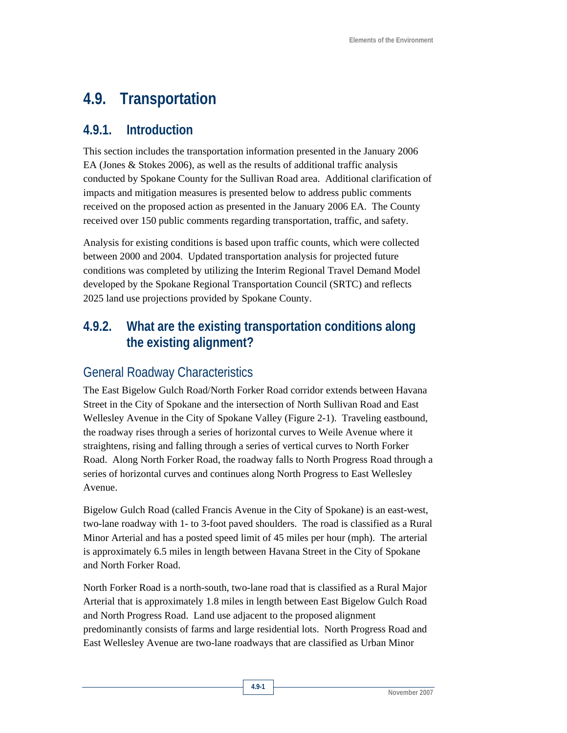# 4.9. Transportation

## 4.9.1. Introduction

This section includes the transportation information presented in the January 2006 EA (Jones & Stokes 2006), as well as the results of additional traffic analysis conducted by Spokane County for the Sullivan Road area. Additional clarification of impacts and mitigation measures is presented below to address public comments received on the proposed action as presented in the January 2006 EA. The County received over 150 public comments regarding transportation, traffic, and safety.

Analysis for existing conditions is based upon traffic counts, which were collected between 2000 and 2004. Updated transportation analysis for projected future conditions was completed by utilizing the Interim Regional Travel Demand Model developed by the Spokane Regional Transportation Council (SRTC) and reflects 2025 land use projections provided by Spokane County.

## 4.9.2. What are the existing transportation conditions along the existing alignment?

### General Roadway Characteristics

The East Bigelow Gulch Road/North Forker Road corridor extends between Havana Street in the City of Spokane and the intersection of North Sullivan Road and East Wellesley Avenue in the City of Spokane Valley (Figure 2-1). Traveling eastbound, the roadway rises through a series of horizontal curves to Weile Avenue where it straightens, rising and falling through a series of vertical curves to North Forker Road. Along North Forker Road, the roadway falls to North Progress Road through a series of horizontal curves and continues along North Progress to East Wellesley Avenue.

Bigelow Gulch Road (called Francis Avenue in the City of Spokane) is an east-west, two-lane roadway with 1- to 3-foot paved shoulders. The road is classified as a Rural Minor Arterial and has a posted speed limit of 45 miles per hour (mph). The arterial is approximately 6.5 miles in length between Havana Street in the City of Spokane and North Forker Road.

North Forker Road is a north-south, two-lane road that is classified as a Rural Major Arterial that is approximately 1.8 miles in length between East Bigelow Gulch Road and North Progress Road. Land use adjacent to the proposed alignment predominantly consists of farms and large residential lots. North Progress Road and East Wellesley Avenue are two-lane roadways that are classified as Urban Minor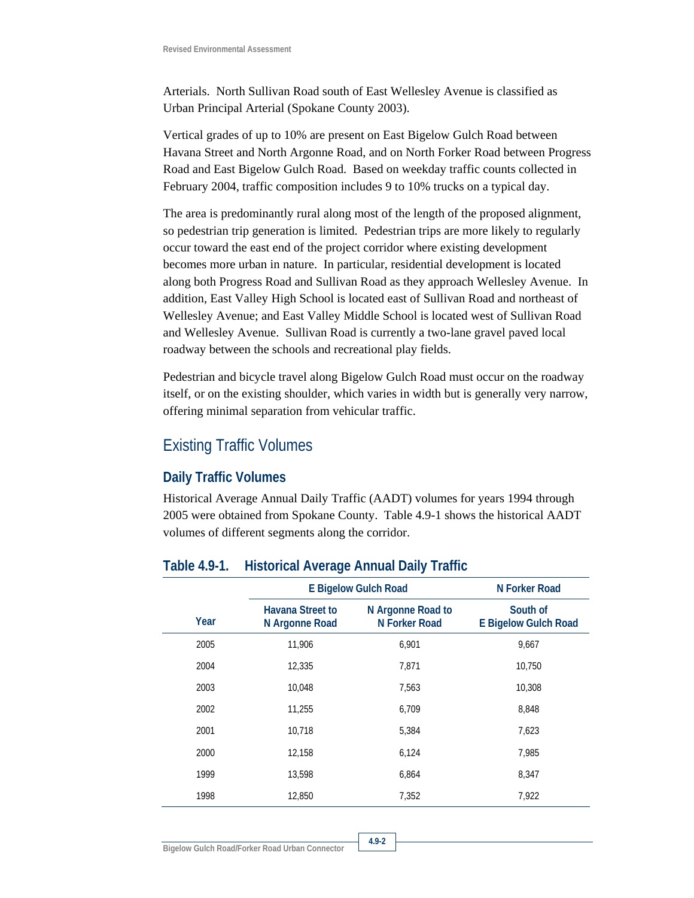Arterials. North Sullivan Road south of East Wellesley Avenue is classified as Urban Principal Arterial (Spokane County 2003).

Vertical grades of up to 10% are present on East Bigelow Gulch Road between Havana Street and North Argonne Road, and on North Forker Road between Progress Road and East Bigelow Gulch Road. Based on weekday traffic counts collected in February 2004, traffic composition includes 9 to 10% trucks on a typical day.

The area is predominantly rural along most of the length of the proposed alignment, so pedestrian trip generation is limited. Pedestrian trips are more likely to regularly occur toward the east end of the project corridor where existing development becomes more urban in nature. In particular, residential development is located along both Progress Road and Sullivan Road as they approach Wellesley Avenue. In addition, East Valley High School is located east of Sullivan Road and northeast of Wellesley Avenue; and East Valley Middle School is located west of Sullivan Road and Wellesley Avenue. Sullivan Road is currently a two-lane gravel paved local roadway between the schools and recreational play fields.

Pedestrian and bicycle travel along Bigelow Gulch Road must occur on the roadway itself, or on the existing shoulder, which varies in width but is generally very narrow, offering minimal separation from vehicular traffic.

## Existing Traffic Volumes

### Daily Traffic Volumes

Historical Average Annual Daily Traffic (AADT) volumes for years 1994 through 2005 were obtained from Spokane County. Table 4.9-1 shows the historical AADT volumes of different segments along the corridor.

**Table 4.9-1. Historical Average Annual Daily Traffic**

| | E Bigelow Gulch Road | | N Forker Road |
|---|---|---|---|
| Year | Havana Street to N Argonne Road | N Argonne Road to N Forker Road | South of E Bigelow Gulch Road |
| 2005 | 11,906 | 6,901 | 9,667 |
| 2004 | 12,335 | 7,871 | 10,750 |
| 2003 | 10,048 | 7,563 | 10,308 |
| 2002 | 11,255 | 6,709 | 8,848 |
| 2001 | 10,718 | 5,384 | 7,623 |
| 2000 | 12,158 | 6,124 | 7,985 |
| 1999 | 13,598 | 6,864 | 8,347 |
| 1998 | 12,850 | 7,352 | 7,922 |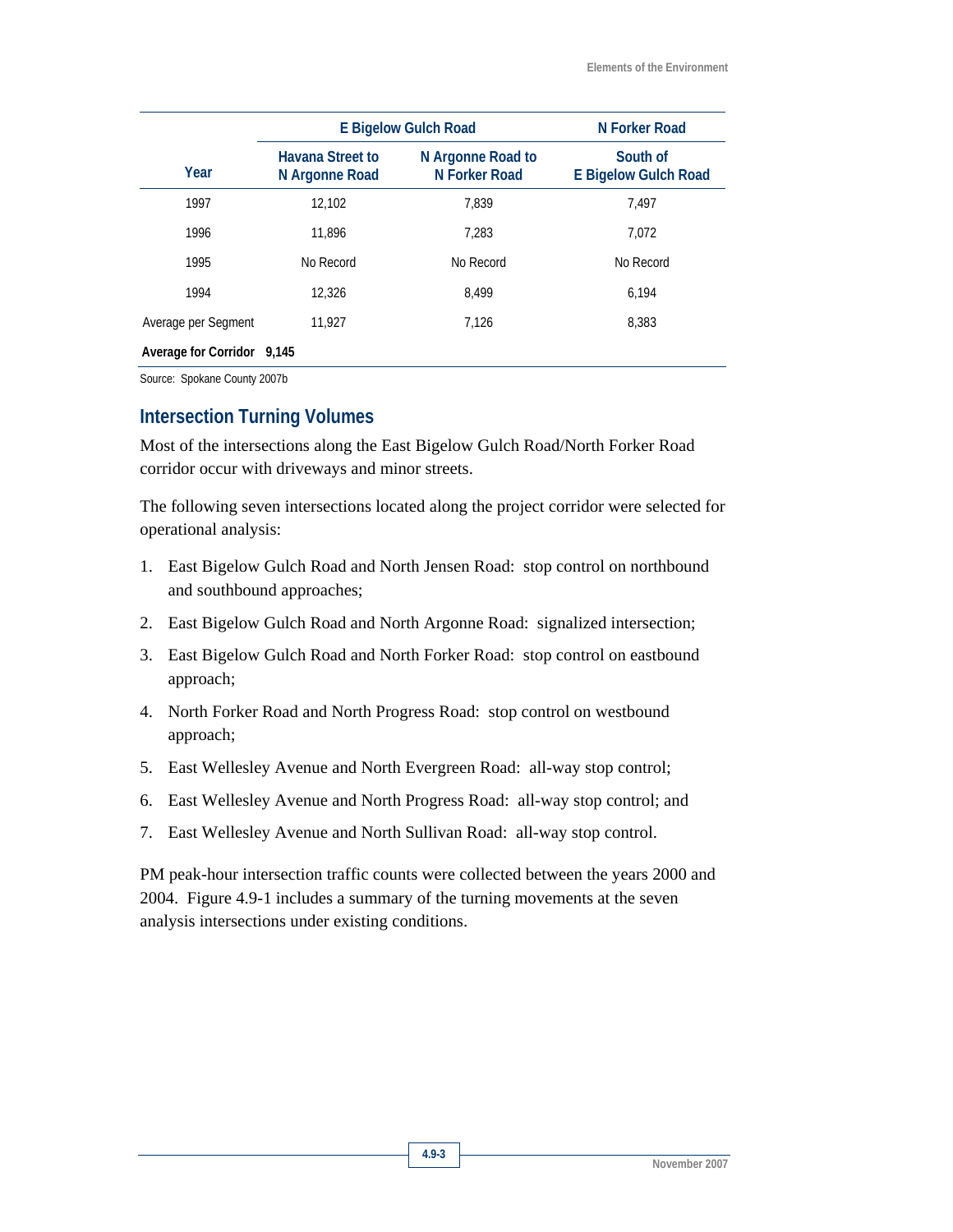| Year | E Bigelow Gulch Road | | N Forker Road |
|---|---|---|---|
| | Havana Street to N Argonne Road | N Argonne Road to N Forker Road | South of E Bigelow Gulch Road |
| 1997 | 12,102 | 7,839 | 7,497 |
| 1996 | 11,896 | 7,283 | 7,072 |
| 1995 | No Record | No Record | No Record |
| 1994 | 12,326 | 8,499 | 6,194 |
| Average per Segment | 11,927 | 7,126 | 8,383 |
| **Average for Corridor 9,145** | | | |

Source: Spokane County 2007b

## Intersection Turning Volumes

Most of the intersections along the East Bigelow Gulch Road/North Forker Road corridor occur with driveways and minor streets.

The following seven intersections located along the project corridor were selected for operational analysis:

1. East Bigelow Gulch Road and North Jensen Road: stop control on northbound and southbound approaches;
2. East Bigelow Gulch Road and North Argonne Road: signalized intersection;
3. East Bigelow Gulch Road and North Forker Road: stop control on eastbound approach;
4. North Forker Road and North Progress Road: stop control on westbound approach;
5. East Wellesley Avenue and North Evergreen Road: all-way stop control;
6. East Wellesley Avenue and North Progress Road: all-way stop control; and
7. East Wellesley Avenue and North Sullivan Road: all-way stop control.

PM peak-hour intersection traffic counts were collected between the years 2000 and 2004. Figure 4.9-1 includes a summary of the turning movements at the seven analysis intersections under existing conditions.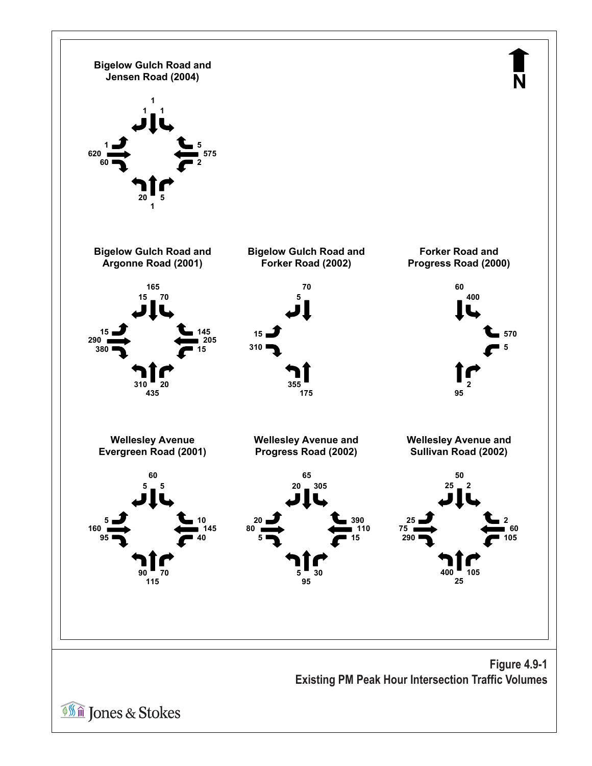N

### Bigelow Gulch Road and Jensen Road (2004)

| Approach | Left | Through | Right |
|---|---|---|---|
| Southbound | 1 | 1 | 1 |
| Eastbound | 1 | 620 | 60 |
| Westbound | 2 | 575 | 5 |
| Northbound | 20 | 1 | 5 |

### Bigelow Gulch Road and Argonne Road (2001)

| Approach | Left | Through | Right |
|---|---|---|---|
| Southbound | 70 | 165 | 15 |
| Eastbound | 15 | 290 | 380 |
| Westbound | 15 | 205 | 145 |
| Northbound | 310 | 435 | 20 |

### Bigelow Gulch Road and Forker Road (2002)

| Approach | Left | Through | Right |
|---|---|---|---|
| Southbound | | 70 | 5 |
| Eastbound | 15 | | 310 |
| Northbound | 355 | 175 | |

### Forker Road and Progress Road (2000)

| Approach | Left | Through | Right |
|---|---|---|---|
| Southbound | 400 | 60 | |
| Westbound | 5 | | 570 |
| Northbound | | 95 | 2 |

### Wellesley Avenue Evergreen Road (2001)

| Approach | Left | Through | Right |
|---|---|---|---|
| Southbound | 5 | 60 | 5 |
| Eastbound | 5 | 160 | 95 |
| Westbound | 40 | 145 | 10 |
| Northbound | 90 | 115 | 70 |

### Wellesley Avenue and Progress Road (2002)

| Approach | Left | Through | Right |
|---|---|---|---|
| Southbound | 305 | 65 | 20 |
| Eastbound | 20 | 80 | 5 |
| Westbound | 15 | 110 | 390 |
| Northbound | 5 | 95 | 30 |

### Wellesley Avenue and Sullivan Road (2002)

| Approach | Left | Through | Right |
|---|---|---|---|
| Southbound | 2 | 50 | 25 |
| Eastbound | 25 | 75 | 290 |
| Westbound | 105 | 60 | 2 |
| Northbound | 400 | 25 | 105 |

**Figure 4.9-1**
**Existing PM Peak Hour Intersection Traffic Volumes**

Jones & Stokes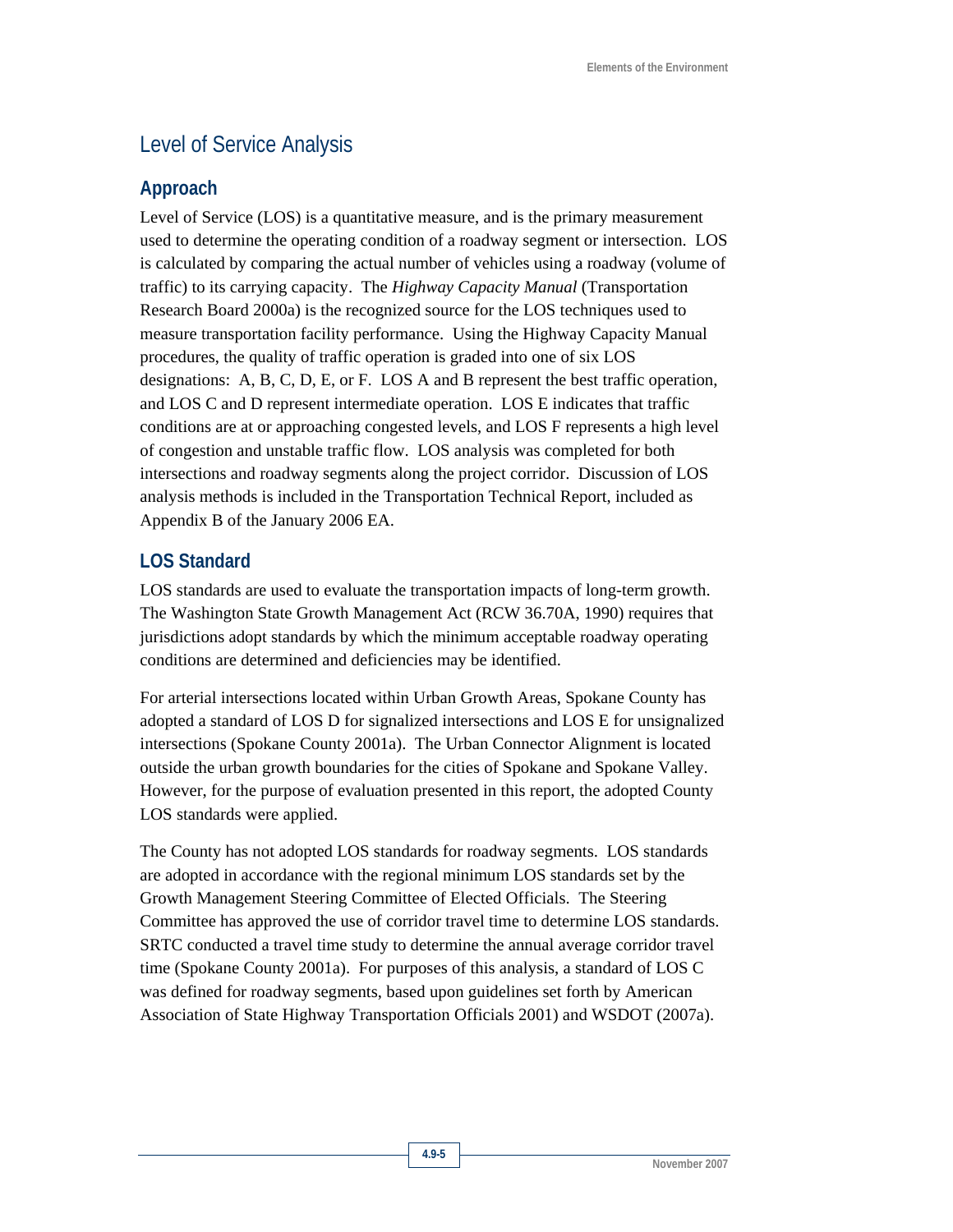## Level of Service Analysis

### Approach

Level of Service (LOS) is a quantitative measure, and is the primary measurement used to determine the operating condition of a roadway segment or intersection. LOS is calculated by comparing the actual number of vehicles using a roadway (volume of traffic) to its carrying capacity. The *Highway Capacity Manual* (Transportation Research Board 2000a) is the recognized source for the LOS techniques used to measure transportation facility performance. Using the Highway Capacity Manual procedures, the quality of traffic operation is graded into one of six LOS designations: A, B, C, D, E, or F. LOS A and B represent the best traffic operation, and LOS C and D represent intermediate operation. LOS E indicates that traffic conditions are at or approaching congested levels, and LOS F represents a high level of congestion and unstable traffic flow. LOS analysis was completed for both intersections and roadway segments along the project corridor. Discussion of LOS analysis methods is included in the Transportation Technical Report, included as Appendix B of the January 2006 EA.

### LOS Standard

LOS standards are used to evaluate the transportation impacts of long-term growth. The Washington State Growth Management Act (RCW 36.70A, 1990) requires that jurisdictions adopt standards by which the minimum acceptable roadway operating conditions are determined and deficiencies may be identified.

For arterial intersections located within Urban Growth Areas, Spokane County has adopted a standard of LOS D for signalized intersections and LOS E for unsignalized intersections (Spokane County 2001a). The Urban Connector Alignment is located outside the urban growth boundaries for the cities of Spokane and Spokane Valley. However, for the purpose of evaluation presented in this report, the adopted County LOS standards were applied.

The County has not adopted LOS standards for roadway segments. LOS standards are adopted in accordance with the regional minimum LOS standards set by the Growth Management Steering Committee of Elected Officials. The Steering Committee has approved the use of corridor travel time to determine LOS standards. SRTC conducted a travel time study to determine the annual average corridor travel time (Spokane County 2001a). For purposes of this analysis, a standard of LOS C was defined for roadway segments, based upon guidelines set forth by American Association of State Highway Transportation Officials 2001) and WSDOT (2007a).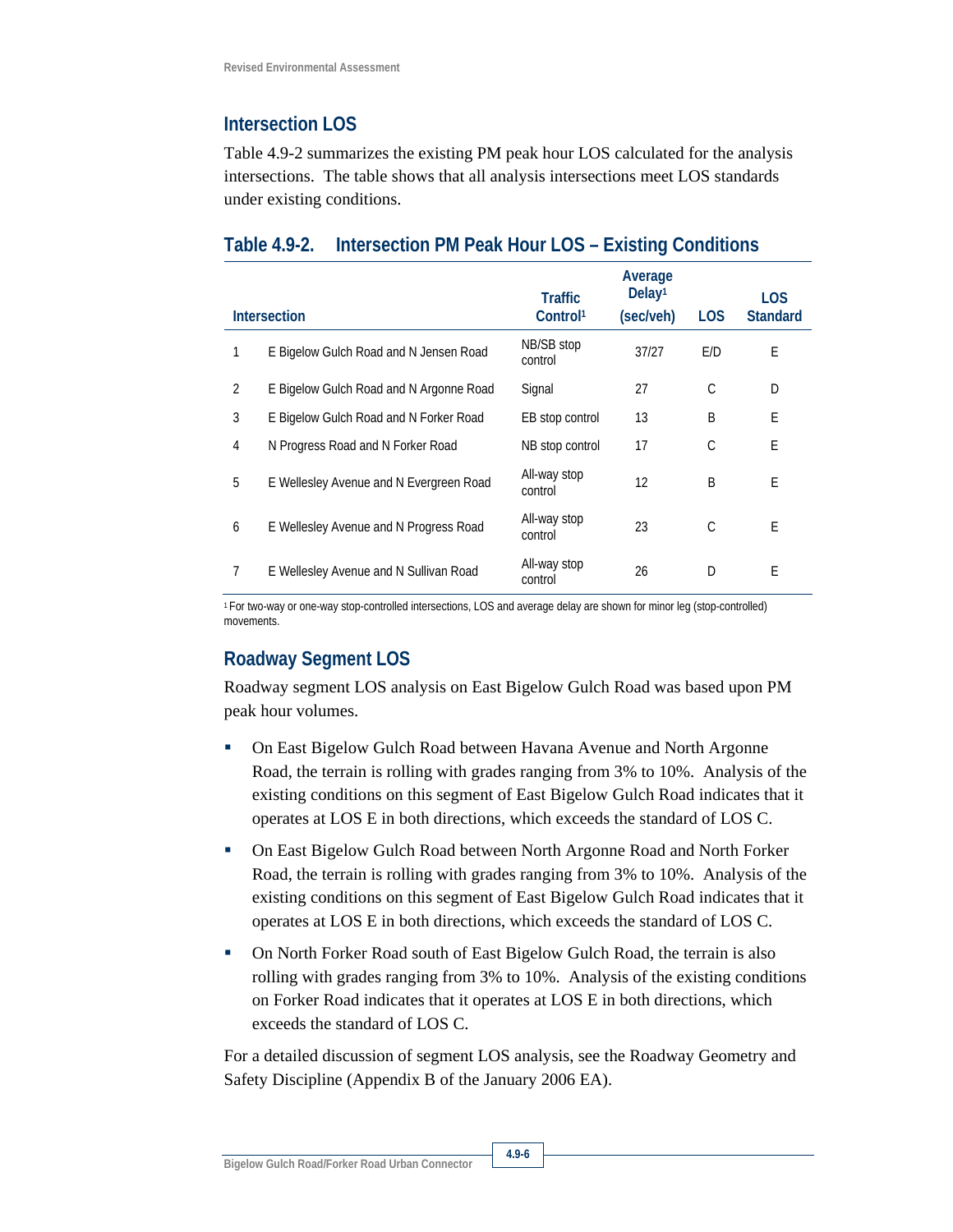## Intersection LOS

Table 4.9-2 summarizes the existing PM peak hour LOS calculated for the analysis intersections. The table shows that all analysis intersections meet LOS standards under existing conditions.

### Table 4.9-2. Intersection PM Peak Hour LOS – Existing Conditions

| Intersection | | Traffic Control[1] | Average Delay[1] (sec/veh) | LOS | LOS Standard |
|---|---|---|---|---|---|
| 1 | E Bigelow Gulch Road and N Jensen Road | NB/SB stop control | 37/27 | E/D | E |
| 2 | E Bigelow Gulch Road and N Argonne Road | Signal | 27 | C | D |
| 3 | E Bigelow Gulch Road and N Forker Road | EB stop control | 13 | B | E |
| 4 | N Progress Road and N Forker Road | NB stop control | 17 | C | E |
| 5 | E Wellesley Avenue and N Evergreen Road | All-way stop control | 12 | B | E |
| 6 | E Wellesley Avenue and N Progress Road | All-way stop control | 23 | C | E |
| 7 | E Wellesley Avenue and N Sullivan Road | All-way stop control | 26 | D | E |

[1] For two-way or one-way stop-controlled intersections, LOS and average delay are shown for minor leg (stop-controlled) movements.

## Roadway Segment LOS

Roadway segment LOS analysis on East Bigelow Gulch Road was based upon PM peak hour volumes.

- On East Bigelow Gulch Road between Havana Avenue and North Argonne Road, the terrain is rolling with grades ranging from 3% to 10%. Analysis of the existing conditions on this segment of East Bigelow Gulch Road indicates that it operates at LOS E in both directions, which exceeds the standard of LOS C.
- On East Bigelow Gulch Road between North Argonne Road and North Forker Road, the terrain is rolling with grades ranging from 3% to 10%. Analysis of the existing conditions on this segment of East Bigelow Gulch Road indicates that it operates at LOS E in both directions, which exceeds the standard of LOS C.
- On North Forker Road south of East Bigelow Gulch Road, the terrain is also rolling with grades ranging from 3% to 10%. Analysis of the existing conditions on Forker Road indicates that it operates at LOS E in both directions, which exceeds the standard of LOS C.

For a detailed discussion of segment LOS analysis, see the Roadway Geometry and Safety Discipline (Appendix B of the January 2006 EA).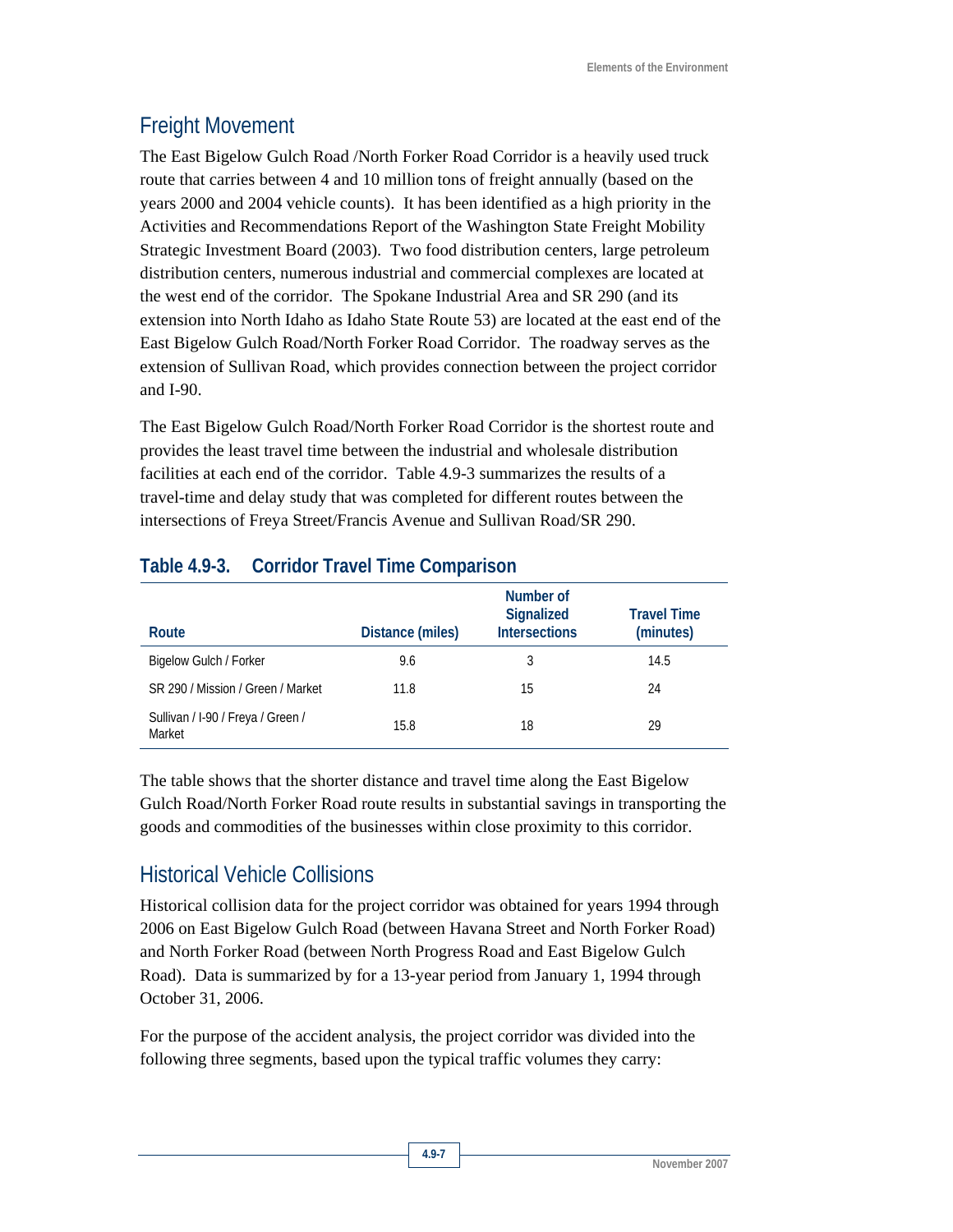## Freight Movement

The East Bigelow Gulch Road /North Forker Road Corridor is a heavily used truck route that carries between 4 and 10 million tons of freight annually (based on the years 2000 and 2004 vehicle counts). It has been identified as a high priority in the Activities and Recommendations Report of the Washington State Freight Mobility Strategic Investment Board (2003). Two food distribution centers, large petroleum distribution centers, numerous industrial and commercial complexes are located at the west end of the corridor. The Spokane Industrial Area and SR 290 (and its extension into North Idaho as Idaho State Route 53) are located at the east end of the East Bigelow Gulch Road/North Forker Road Corridor. The roadway serves as the extension of Sullivan Road, which provides connection between the project corridor and I-90.

The East Bigelow Gulch Road/North Forker Road Corridor is the shortest route and provides the least travel time between the industrial and wholesale distribution facilities at each end of the corridor. Table 4.9-3 summarizes the results of a travel-time and delay study that was completed for different routes between the intersections of Freya Street/Francis Avenue and Sullivan Road/SR 290.

### Table 4.9-3. Corridor Travel Time Comparison

| Route | Distance (miles) | Number of Signalized Intersections | Travel Time (minutes) |
|---|---|---|---|
| Bigelow Gulch / Forker | 9.6 | 3 | 14.5 |
| SR 290 / Mission / Green / Market | 11.8 | 15 | 24 |
| Sullivan / I-90 / Freya / Green / Market | 15.8 | 18 | 29 |

The table shows that the shorter distance and travel time along the East Bigelow Gulch Road/North Forker Road route results in substantial savings in transporting the goods and commodities of the businesses within close proximity to this corridor.

## Historical Vehicle Collisions

Historical collision data for the project corridor was obtained for years 1994 through 2006 on East Bigelow Gulch Road (between Havana Street and North Forker Road) and North Forker Road (between North Progress Road and East Bigelow Gulch Road). Data is summarized by for a 13-year period from January 1, 1994 through October 31, 2006.

For the purpose of the accident analysis, the project corridor was divided into the following three segments, based upon the typical traffic volumes they carry: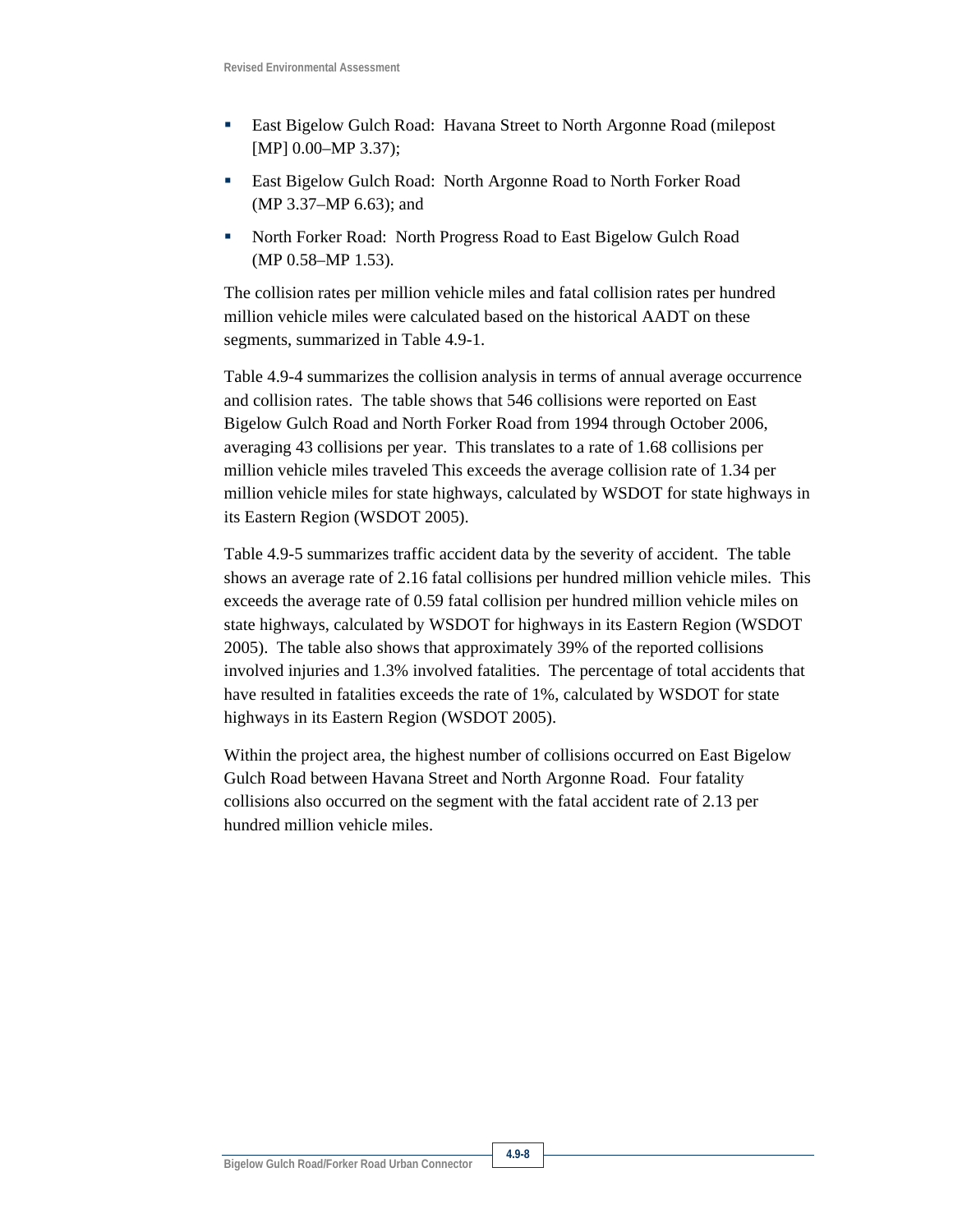- East Bigelow Gulch Road: Havana Street to North Argonne Road (milepost [MP] 0.00–MP 3.37);
- East Bigelow Gulch Road: North Argonne Road to North Forker Road (MP 3.37–MP 6.63); and
- North Forker Road: North Progress Road to East Bigelow Gulch Road (MP 0.58–MP 1.53).

The collision rates per million vehicle miles and fatal collision rates per hundred million vehicle miles were calculated based on the historical AADT on these segments, summarized in Table 4.9-1.

Table 4.9-4 summarizes the collision analysis in terms of annual average occurrence and collision rates. The table shows that 546 collisions were reported on East Bigelow Gulch Road and North Forker Road from 1994 through October 2006, averaging 43 collisions per year. This translates to a rate of 1.68 collisions per million vehicle miles traveled This exceeds the average collision rate of 1.34 per million vehicle miles for state highways, calculated by WSDOT for state highways in its Eastern Region (WSDOT 2005).

Table 4.9-5 summarizes traffic accident data by the severity of accident. The table shows an average rate of 2.16 fatal collisions per hundred million vehicle miles. This exceeds the average rate of 0.59 fatal collision per hundred million vehicle miles on state highways, calculated by WSDOT for highways in its Eastern Region (WSDOT 2005). The table also shows that approximately 39% of the reported collisions involved injuries and 1.3% involved fatalities. The percentage of total accidents that have resulted in fatalities exceeds the rate of 1%, calculated by WSDOT for state highways in its Eastern Region (WSDOT 2005).

Within the project area, the highest number of collisions occurred on East Bigelow Gulch Road between Havana Street and North Argonne Road. Four fatality collisions also occurred on the segment with the fatal accident rate of 2.13 per hundred million vehicle miles.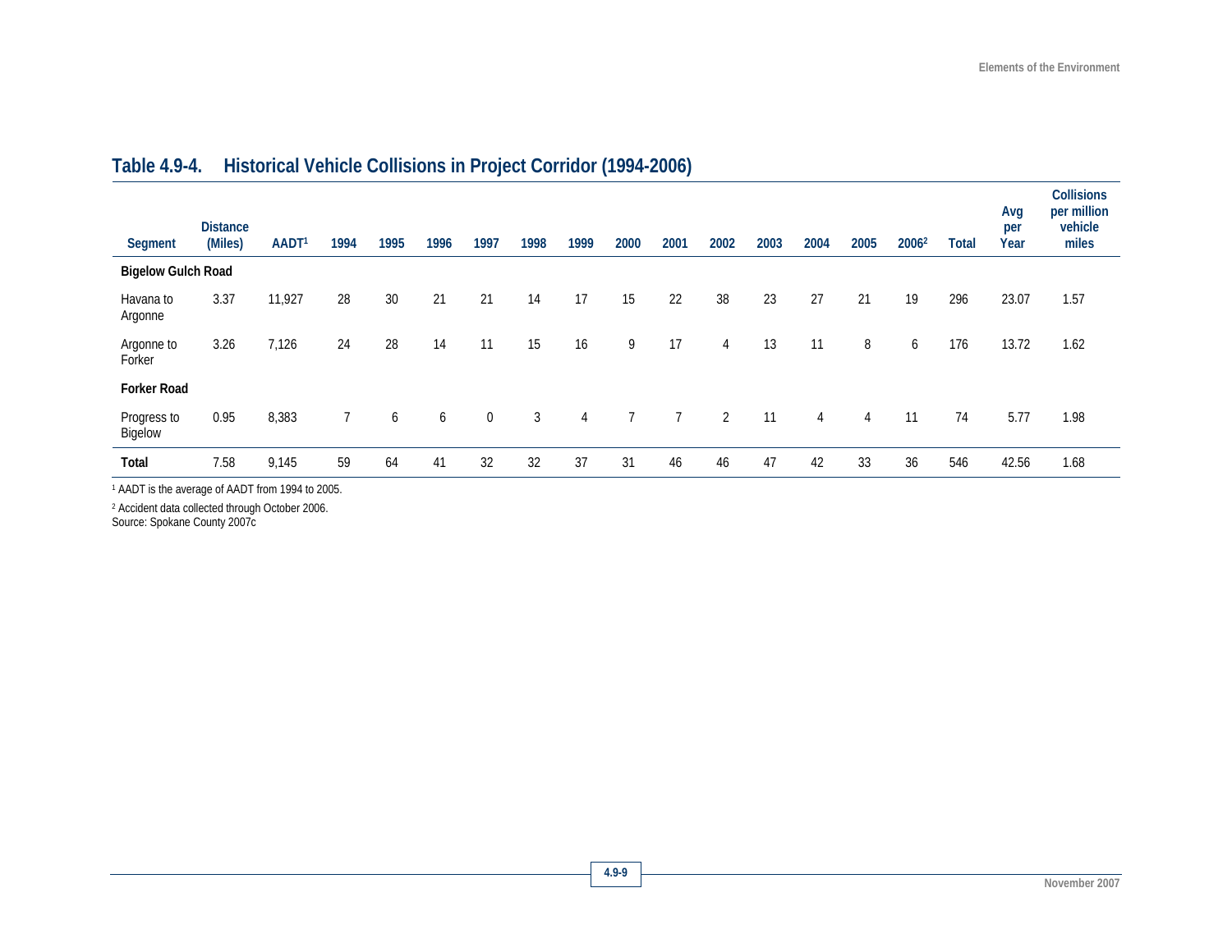## Table 4.9-4. Historical Vehicle Collisions in Project Corridor (1994-2006)

| Segment | Distance (Miles) | AADT[1] | 1994 | 1995 | 1996 | 1997 | 1998 | 1999 | 2000 | 2001 | 2002 | 2003 | 2004 | 2005 | 2006[2] | Total | Avg per Year | Collisions per million vehicle miles |
|---|---|---|---|---|---|---|---|---|---|---|---|---|---|---|---|---|---|---|
| **Bigelow Gulch Road** | | | | | | | | | | | | | | | | | | |
| Havana to Argonne | 3.37 | 11,927 | 28 | 30 | 21 | 21 | 14 | 17 | 15 | 22 | 38 | 23 | 27 | 21 | 19 | 296 | 23.07 | 1.57 |
| Argonne to Forker | 3.26 | 7,126 | 24 | 28 | 14 | 11 | 15 | 16 | 9 | 17 | 4 | 13 | 11 | 8 | 6 | 176 | 13.72 | 1.62 |
| **Forker Road** | | | | | | | | | | | | | | | | | | |
| Progress to Bigelow | 0.95 | 8,383 | 7 | 6 | 6 | 0 | 3 | 4 | 7 | 7 | 2 | 11 | 4 | 4 | 11 | 74 | 5.77 | 1.98 |
| **Total** | 7.58 | 9,145 | 59 | 64 | 41 | 32 | 32 | 37 | 31 | 46 | 46 | 47 | 42 | 33 | 36 | 546 | 42.56 | 1.68 |

[1] AADT is the average of AADT from 1994 to 2005.

[2] Accident data collected through October 2006.

Source: Spokane County 2007c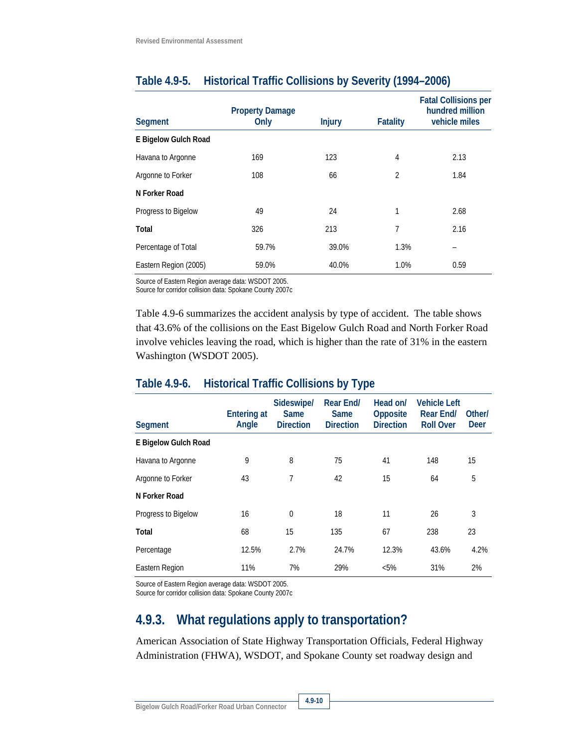## Table 4.9-5. Historical Traffic Collisions by Severity (1994–2006)

| Segment | Property Damage Only | Injury | Fatality | Fatal Collisions per hundred million vehicle miles |
|---|---|---|---|---|
| **E Bigelow Gulch Road** | | | | |
| Havana to Argonne | 169 | 123 | 4 | 2.13 |
| Argonne to Forker | 108 | 66 | 2 | 1.84 |
| **N Forker Road** | | | | |
| Progress to Bigelow | 49 | 24 | 1 | 2.68 |
| **Total** | 326 | 213 | 7 | 2.16 |
| Percentage of Total | 59.7% | 39.0% | 1.3% | – |
| Eastern Region (2005) | 59.0% | 40.0% | 1.0% | 0.59 |

Source of Eastern Region average data: WSDOT 2005.
Source for corridor collision data: Spokane County 2007c

Table 4.9-6 summarizes the accident analysis by type of accident. The table shows that 43.6% of the collisions on the East Bigelow Gulch Road and North Forker Road involve vehicles leaving the road, which is higher than the rate of 31% in the eastern Washington (WSDOT 2005).

## Table 4.9-6. Historical Traffic Collisions by Type

| Segment | Entering at Angle | Sideswipe/ Same Direction | Rear End/ Same Direction | Head on/ Opposite Direction | Vehicle Left Rear End/ Roll Over | Other/ Deer |
|---|---|---|---|---|---|---|
| **E Bigelow Gulch Road** | | | | | | |
| Havana to Argonne | 9 | 8 | 75 | 41 | 148 | 15 |
| Argonne to Forker | 43 | 7 | 42 | 15 | 64 | 5 |
| **N Forker Road** | | | | | | |
| Progress to Bigelow | 16 | 0 | 18 | 11 | 26 | 3 |
| **Total** | 68 | 15 | 135 | 67 | 238 | 23 |
| Percentage | 12.5% | 2.7% | 24.7% | 12.3% | 43.6% | 4.2% |
| Eastern Region | 11% | 7% | 29% | <5% | 31% | 2% |

Source of Eastern Region average data: WSDOT 2005.
Source for corridor collision data: Spokane County 2007c

## 4.9.3. What regulations apply to transportation?

American Association of State Highway Transportation Officials, Federal Highway Administration (FHWA), WSDOT, and Spokane County set roadway design and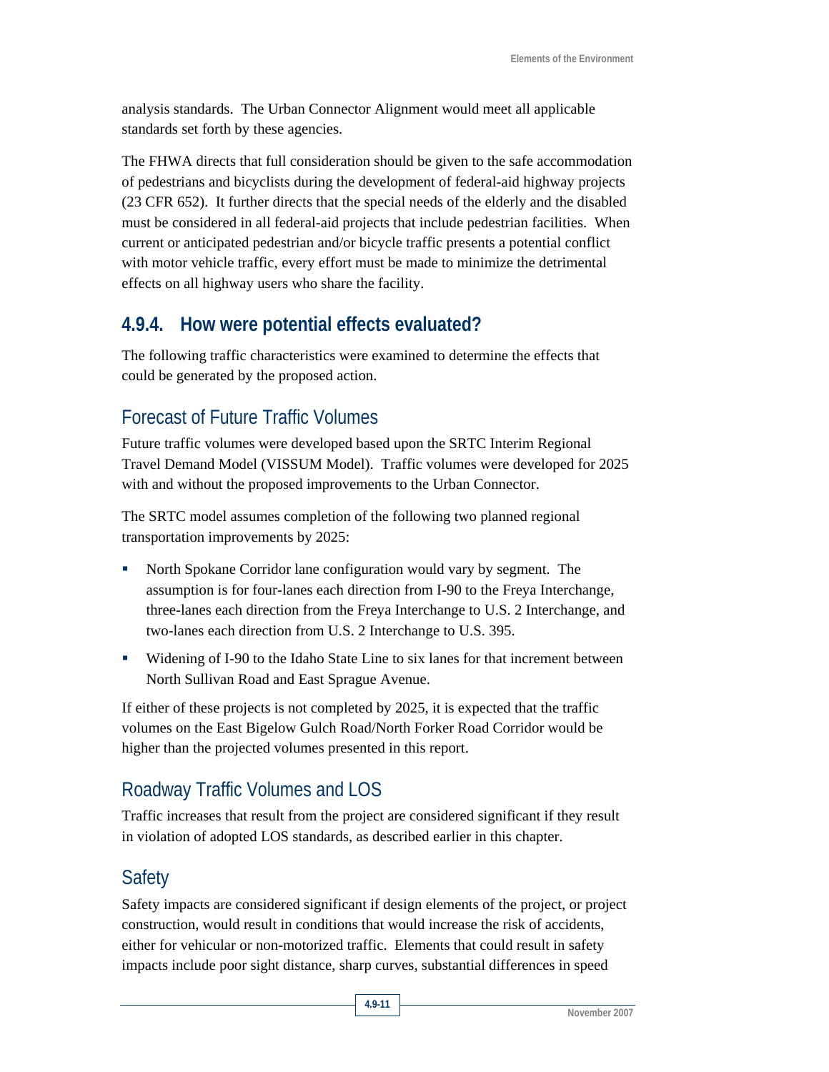analysis standards. The Urban Connector Alignment would meet all applicable standards set forth by these agencies.

The FHWA directs that full consideration should be given to the safe accommodation of pedestrians and bicyclists during the development of federal-aid highway projects (23 CFR 652). It further directs that the special needs of the elderly and the disabled must be considered in all federal-aid projects that include pedestrian facilities. When current or anticipated pedestrian and/or bicycle traffic presents a potential conflict with motor vehicle traffic, every effort must be made to minimize the detrimental effects on all highway users who share the facility.

## 4.9.4. How were potential effects evaluated?

The following traffic characteristics were examined to determine the effects that could be generated by the proposed action.

### Forecast of Future Traffic Volumes

Future traffic volumes were developed based upon the SRTC Interim Regional Travel Demand Model (VISSUM Model). Traffic volumes were developed for 2025 with and without the proposed improvements to the Urban Connector.

The SRTC model assumes completion of the following two planned regional transportation improvements by 2025:

- North Spokane Corridor lane configuration would vary by segment. The assumption is for four-lanes each direction from I-90 to the Freya Interchange, three-lanes each direction from the Freya Interchange to U.S. 2 Interchange, and two-lanes each direction from U.S. 2 Interchange to U.S. 395.
- Widening of I-90 to the Idaho State Line to six lanes for that increment between North Sullivan Road and East Sprague Avenue.

If either of these projects is not completed by 2025, it is expected that the traffic volumes on the East Bigelow Gulch Road/North Forker Road Corridor would be higher than the projected volumes presented in this report.

### Roadway Traffic Volumes and LOS

Traffic increases that result from the project are considered significant if they result in violation of adopted LOS standards, as described earlier in this chapter.

### Safety

Safety impacts are considered significant if design elements of the project, or project construction, would result in conditions that would increase the risk of accidents, either for vehicular or non-motorized traffic. Elements that could result in safety impacts include poor sight distance, sharp curves, substantial differences in speed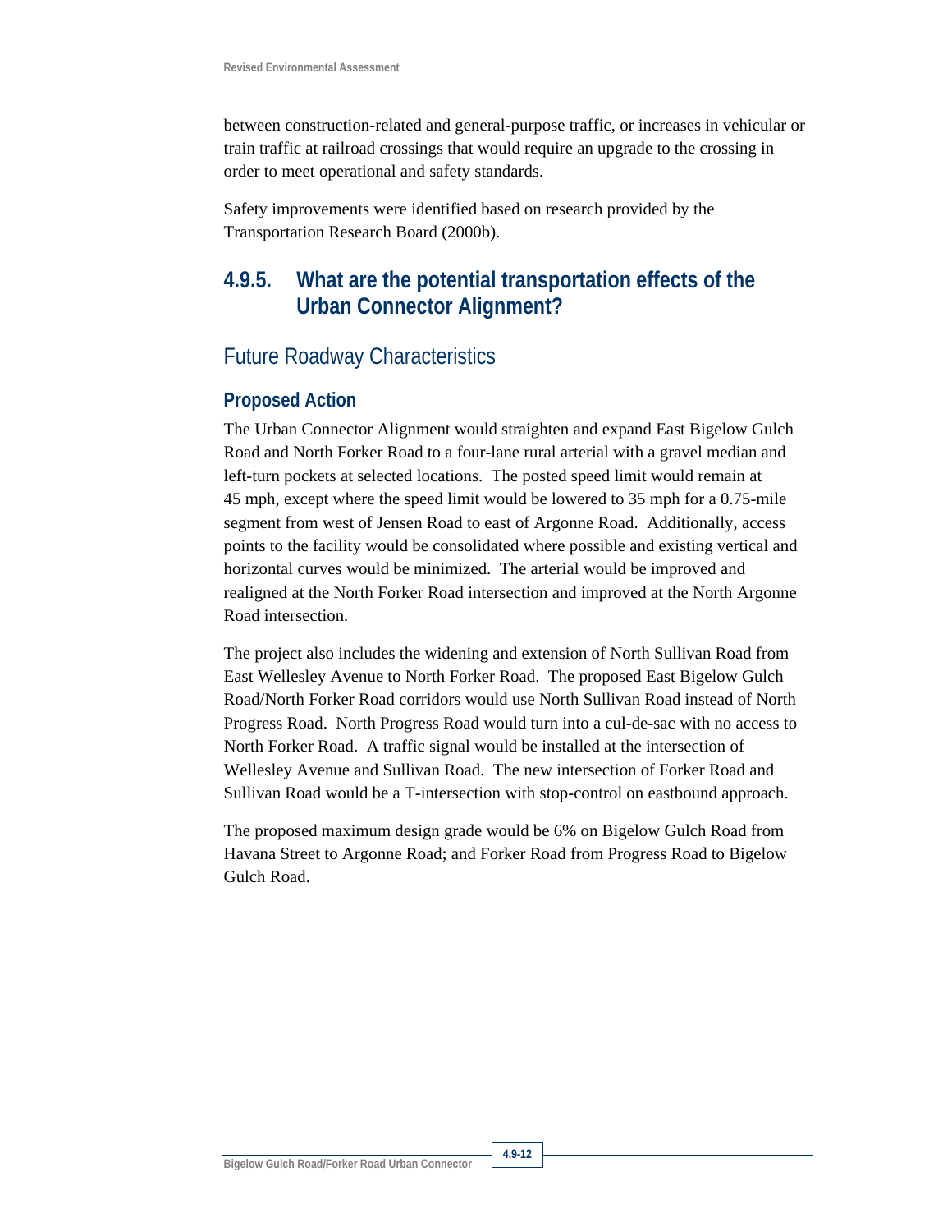between construction-related and general-purpose traffic, or increases in vehicular or train traffic at railroad crossings that would require an upgrade to the crossing in order to meet operational and safety standards.

Safety improvements were identified based on research provided by the Transportation Research Board (2000b).

## 4.9.5. What are the potential transportation effects of the Urban Connector Alignment?

### Future Roadway Characteristics

#### Proposed Action

The Urban Connector Alignment would straighten and expand East Bigelow Gulch Road and North Forker Road to a four-lane rural arterial with a gravel median and left-turn pockets at selected locations. The posted speed limit would remain at 45 mph, except where the speed limit would be lowered to 35 mph for a 0.75-mile segment from west of Jensen Road to east of Argonne Road. Additionally, access points to the facility would be consolidated where possible and existing vertical and horizontal curves would be minimized. The arterial would be improved and realigned at the North Forker Road intersection and improved at the North Argonne Road intersection.

The project also includes the widening and extension of North Sullivan Road from East Wellesley Avenue to North Forker Road. The proposed East Bigelow Gulch Road/North Forker Road corridors would use North Sullivan Road instead of North Progress Road. North Progress Road would turn into a cul-de-sac with no access to North Forker Road. A traffic signal would be installed at the intersection of Wellesley Avenue and Sullivan Road. The new intersection of Forker Road and Sullivan Road would be a T-intersection with stop-control on eastbound approach.

The proposed maximum design grade would be 6% on Bigelow Gulch Road from Havana Street to Argonne Road; and Forker Road from Progress Road to Bigelow Gulch Road.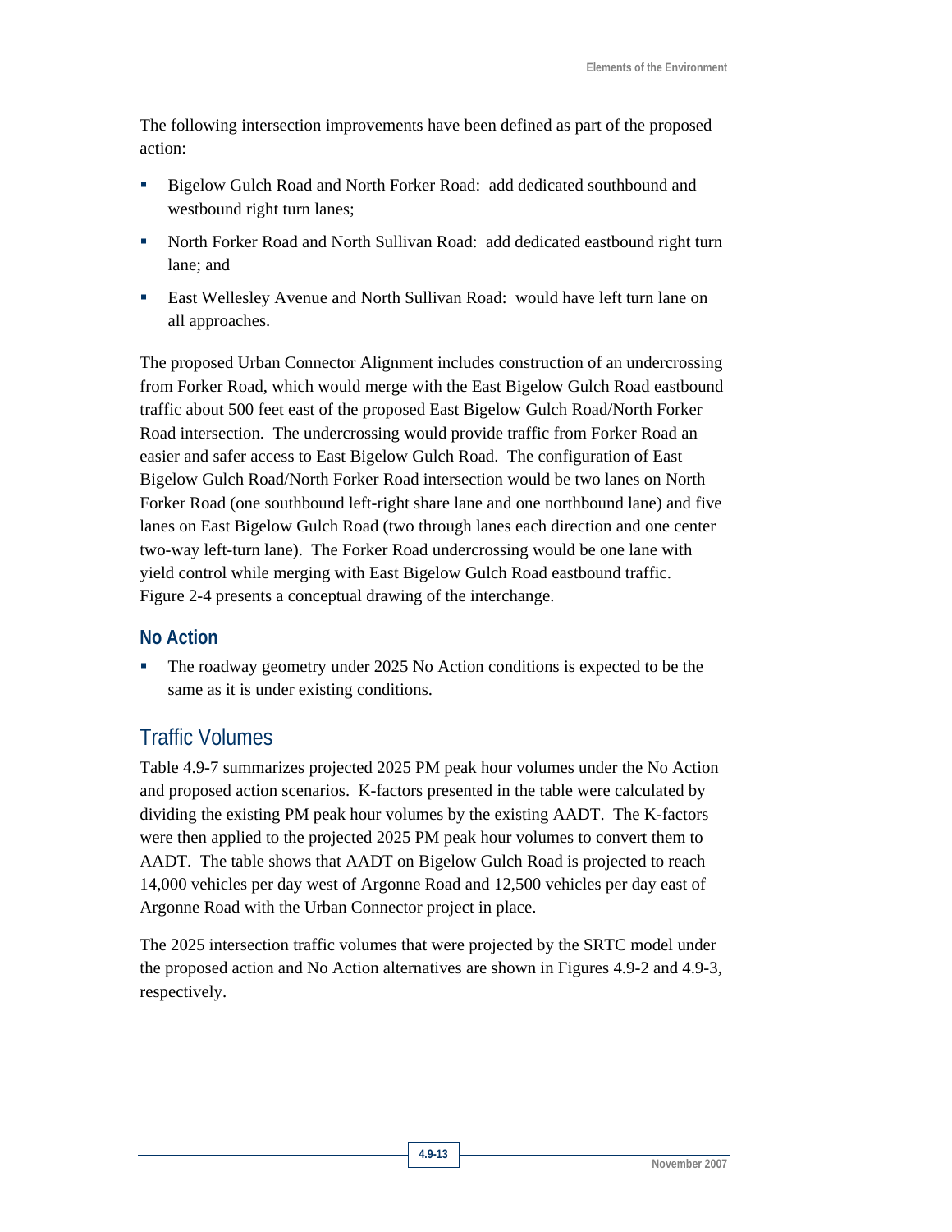The following intersection improvements have been defined as part of the proposed action:

- Bigelow Gulch Road and North Forker Road: add dedicated southbound and westbound right turn lanes;
- North Forker Road and North Sullivan Road: add dedicated eastbound right turn lane; and
- East Wellesley Avenue and North Sullivan Road: would have left turn lane on all approaches.

The proposed Urban Connector Alignment includes construction of an undercrossing from Forker Road, which would merge with the East Bigelow Gulch Road eastbound traffic about 500 feet east of the proposed East Bigelow Gulch Road/North Forker Road intersection. The undercrossing would provide traffic from Forker Road an easier and safer access to East Bigelow Gulch Road. The configuration of East Bigelow Gulch Road/North Forker Road intersection would be two lanes on North Forker Road (one southbound left-right share lane and one northbound lane) and five lanes on East Bigelow Gulch Road (two through lanes each direction and one center two-way left-turn lane). The Forker Road undercrossing would be one lane with yield control while merging with East Bigelow Gulch Road eastbound traffic. Figure 2-4 presents a conceptual drawing of the interchange.

### No Action

- The roadway geometry under 2025 No Action conditions is expected to be the same as it is under existing conditions.

## Traffic Volumes

Table 4.9-7 summarizes projected 2025 PM peak hour volumes under the No Action and proposed action scenarios. K-factors presented in the table were calculated by dividing the existing PM peak hour volumes by the existing AADT. The K-factors were then applied to the projected 2025 PM peak hour volumes to convert them to AADT. The table shows that AADT on Bigelow Gulch Road is projected to reach 14,000 vehicles per day west of Argonne Road and 12,500 vehicles per day east of Argonne Road with the Urban Connector project in place.

The 2025 intersection traffic volumes that were projected by the SRTC model under the proposed action and No Action alternatives are shown in Figures 4.9-2 and 4.9-3, respectively.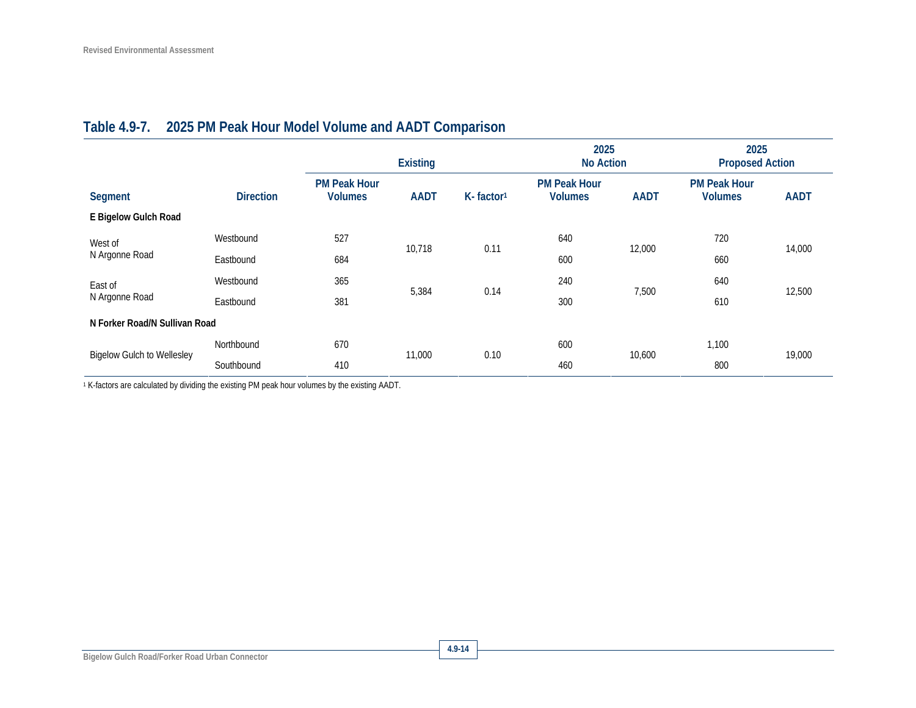## Table 4.9-7. 2025 PM Peak Hour Model Volume and AADT Comparison

| | | Existing | | | 2025 No Action | | 2025 Proposed Action | |
|---|---|---|---|---|---|---|---|---|
| **Segment** | **Direction** | **PM Peak Hour Volumes** | **AADT** | **K- factor[1]** | **PM Peak Hour Volumes** | **AADT** | **PM Peak Hour Volumes** | **AADT** |
| **E Bigelow Gulch Road** | | | | | | | | |
| West of N Argonne Road | Westbound | 527 | 10,718 | 0.11 | 640 | 12,000 | 720 | 14,000 |
| | Eastbound | 684 | | | 600 | | 660 | |
| East of N Argonne Road | Westbound | 365 | 5,384 | 0.14 | 240 | 7,500 | 640 | 12,500 |
| | Eastbound | 381 | | | 300 | | 610 | |
| **N Forker Road/N Sullivan Road** | | | | | | | | |
| Bigelow Gulch to Wellesley | Northbound | 670 | 11,000 | 0.10 | 600 | 10,600 | 1,100 | 19,000 |
| | Southbound | 410 | | | 460 | | 800 | |

[1] K-factors are calculated by dividing the existing PM peak hour volumes by the existing AADT.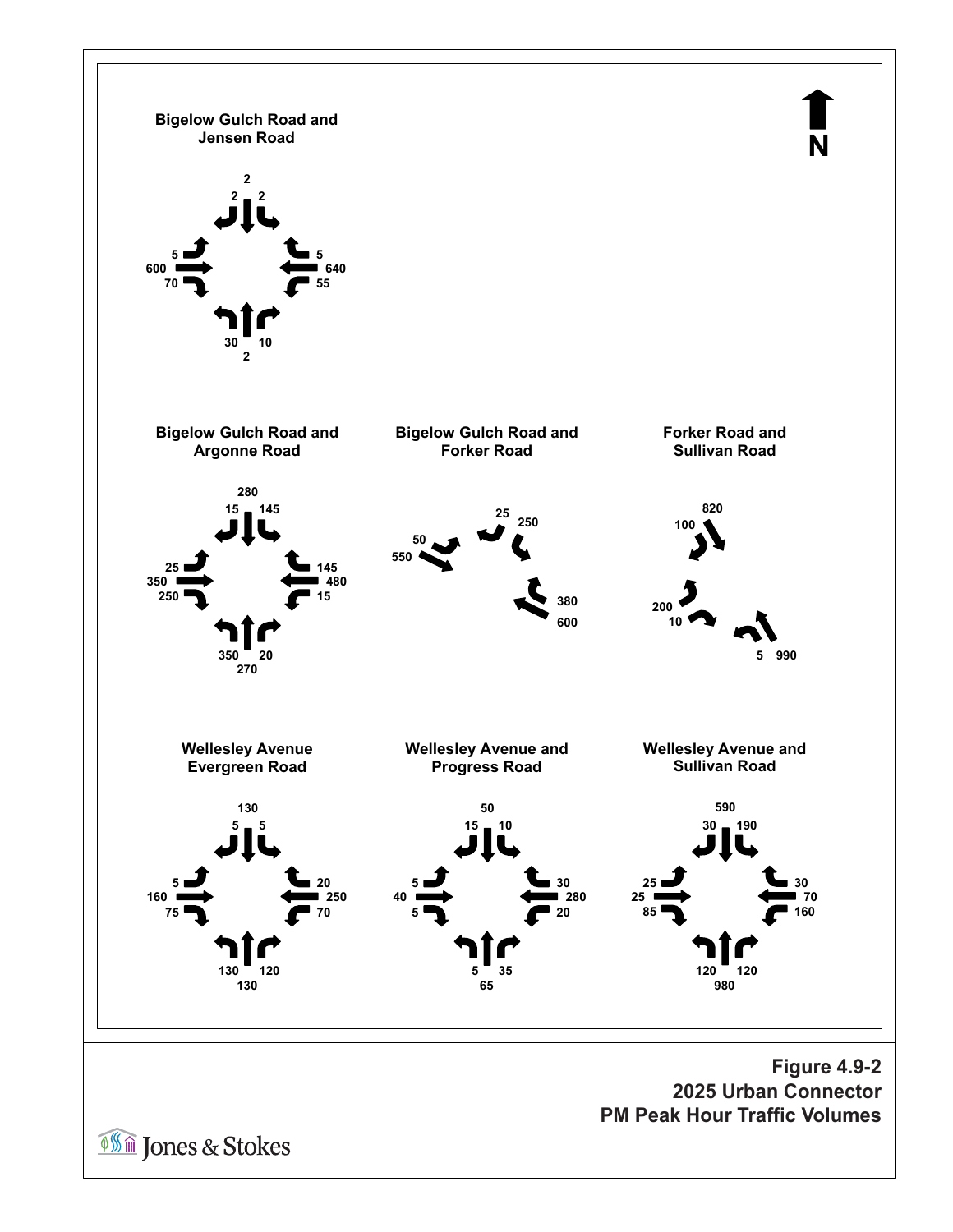**N** (north arrow)

### Bigelow Gulch Road and Jensen Road

| Approach | Left | Through | Right |
| --- | --- | --- | --- |
| Southbound | 2 | 2 | 2 |
| Westbound | 55 | 640 | 5 |
| Northbound | 30 | 2 | 10 |
| Eastbound | 5 | 600 | 70 |

### Bigelow Gulch Road and Argonne Road

| Approach | Left | Through | Right |
| --- | --- | --- | --- |
| Southbound | 145 | 280 | 15 |
| Westbound | 15 | 480 | 145 |
| Northbound | 350 | 270 | 20 |
| Eastbound | 25 | 350 | 250 |

### Bigelow Gulch Road and Forker Road

50, 550, 25, 250, 380, 600

### Forker Road and Sullivan Road

100, 820, 200, 10, 5, 990

### Wellesley Avenue Evergreen Road

| Approach | Left | Through | Right |
| --- | --- | --- | --- |
| Southbound | 5 | 130 | 5 |
| Westbound | 70 | 250 | 20 |
| Northbound | 130 | 130 | 120 |
| Eastbound | 5 | 160 | 75 |

### Wellesley Avenue and Progress Road

| Approach | Left | Through | Right |
| --- | --- | --- | --- |
| Southbound | 10 | 50 | 15 |
| Westbound | 20 | 280 | 30 |
| Northbound | 5 | 65 | 35 |
| Eastbound | 5 | 40 | 5 |

### Wellesley Avenue and Sullivan Road

| Approach | Left | Through | Right |
| --- | --- | --- | --- |
| Southbound | 190 | 590 | 30 |
| Westbound | 160 | 70 | 30 |
| Northbound | 120 | 980 | 120 |
| Eastbound | 25 | 25 | 85 |

**Figure 4.9-2**
**2025 Urban Connector**
**PM Peak Hour Traffic Volumes**

Jones & Stokes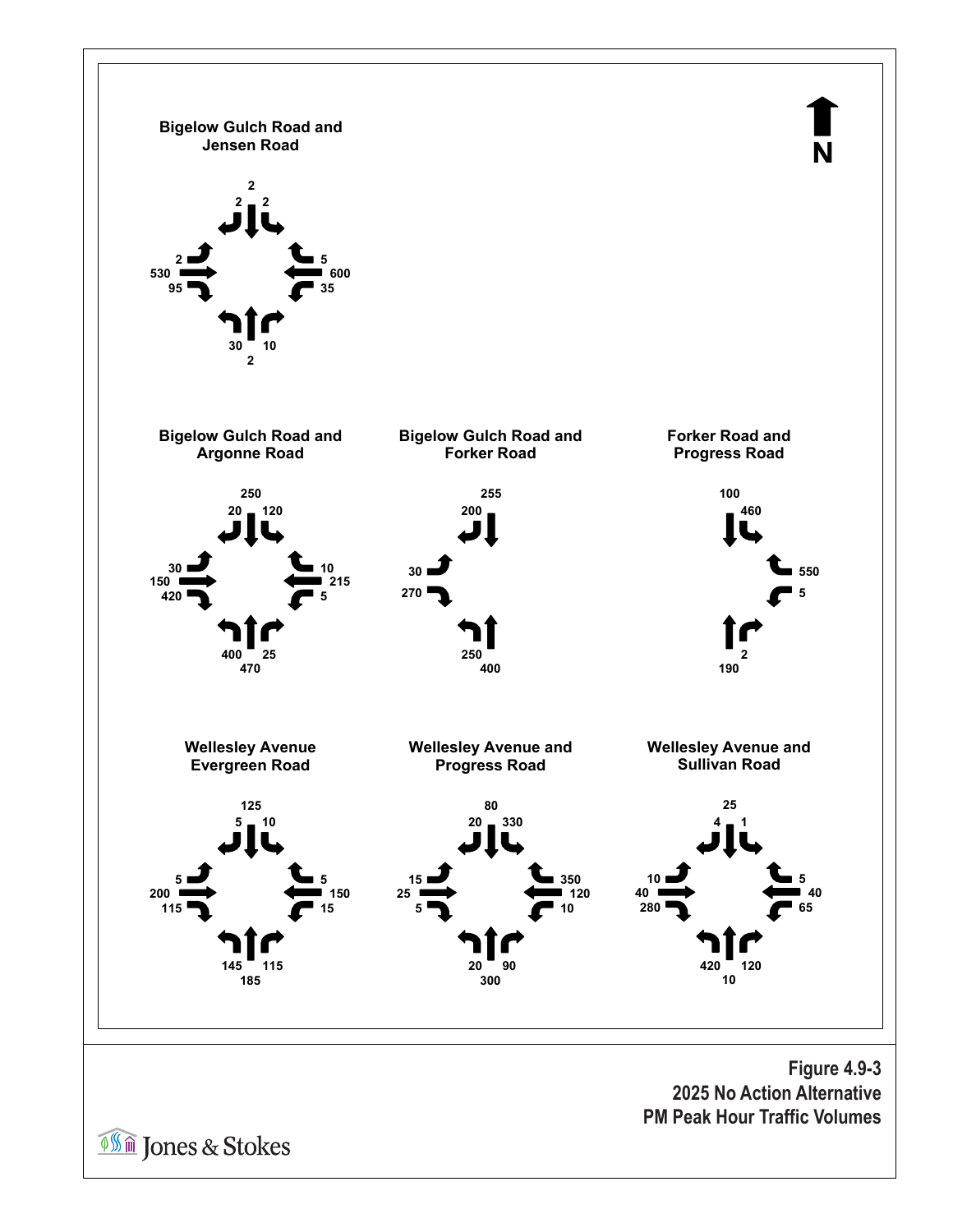**N** (north arrow)

### Bigelow Gulch Road and Jensen Road

| Approach | Left | Through | Right |
| --- | --- | --- | --- |
| Southbound | 2 | 2 | 2 |
| Westbound | 35 | 600 | 5 |
| Northbound | 30 | 2 | 10 |
| Eastbound | 2 | 530 | 95 |

### Bigelow Gulch Road and Argonne Road

| Approach | Left | Through | Right |
| --- | --- | --- | --- |
| Southbound | 120 | 250 | 20 |
| Westbound | 5 | 215 | 10 |
| Northbound | 400 | 470 | 25 |
| Eastbound | 30 | 150 | 420 |

### Bigelow Gulch Road and Forker Road

| Approach | Left | Through | Right |
| --- | --- | --- | --- |
| Southbound | | 255 | 200 |
| Northbound | 250 | 400 | |
| Eastbound | 30 | | 270 |

### Forker Road and Progress Road

| Approach | Left | Through | Right |
| --- | --- | --- | --- |
| Southbound | 460 | 100 | |
| Westbound | 5 | | 550 |
| Northbound | | 190 | 2 |

### Wellesley Avenue Evergreen Road

| Approach | Left | Through | Right |
| --- | --- | --- | --- |
| Southbound | 10 | 125 | 5 |
| Westbound | 15 | 150 | 5 |
| Northbound | 145 | 185 | 115 |
| Eastbound | 5 | 200 | 115 |

### Wellesley Avenue and Progress Road

| Approach | Left | Through | Right |
| --- | --- | --- | --- |
| Southbound | 330 | 80 | 20 |
| Westbound | 10 | 120 | 350 |
| Northbound | 20 | 300 | 90 |
| Eastbound | 15 | 25 | 5 |

### Wellesley Avenue and Sullivan Road

| Approach | Left | Through | Right |
| --- | --- | --- | --- |
| Southbound | 1 | 25 | 4 |
| Westbound | 65 | 40 | 5 |
| Northbound | 420 | 10 | 120 |
| Eastbound | 10 | 40 | 280 |

**Figure 4.9-3**
**2025 No Action Alternative**
**PM Peak Hour Traffic Volumes**

Jones & Stokes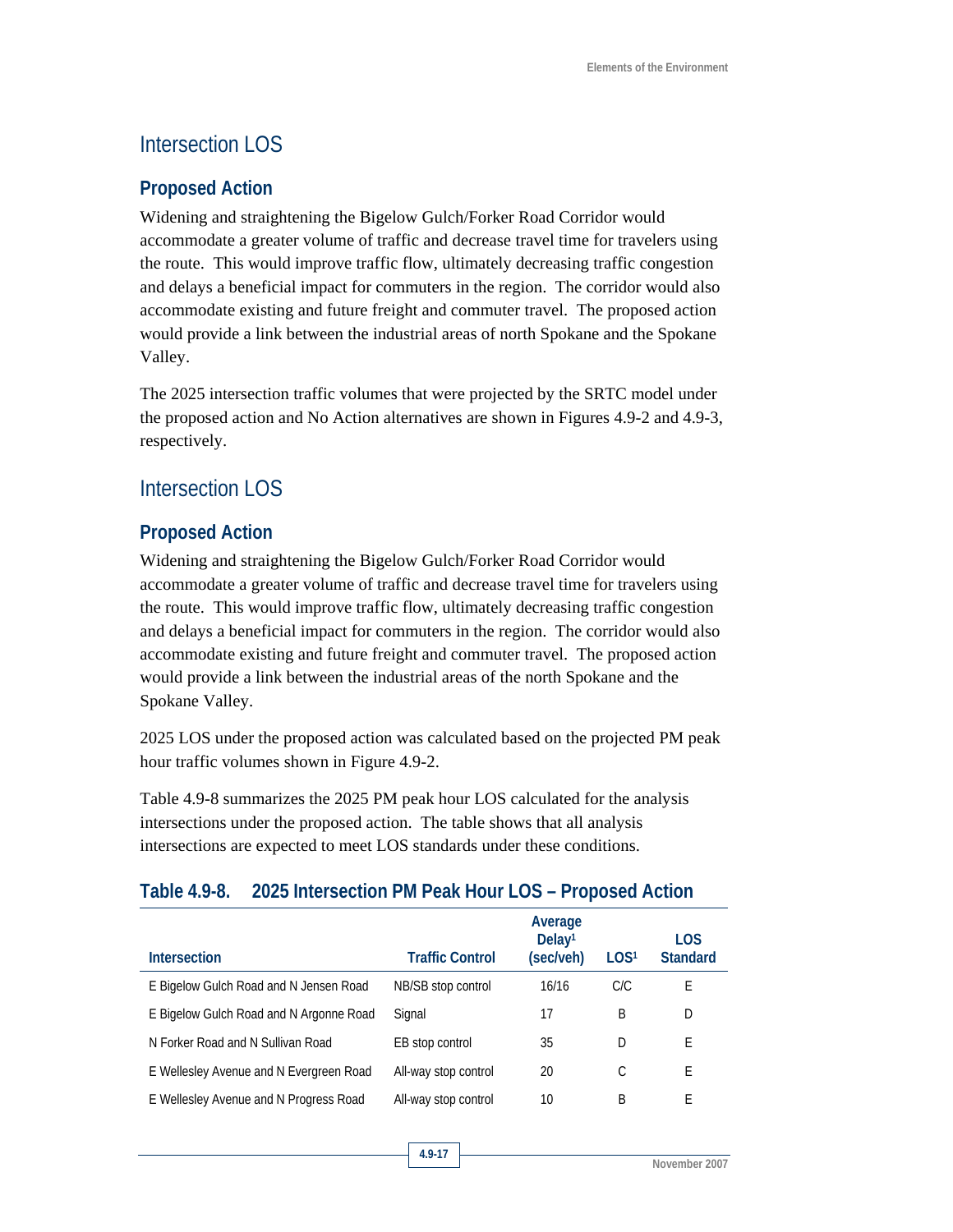## Intersection LOS

### Proposed Action

Widening and straightening the Bigelow Gulch/Forker Road Corridor would accommodate a greater volume of traffic and decrease travel time for travelers using the route. This would improve traffic flow, ultimately decreasing traffic congestion and delays a beneficial impact for commuters in the region. The corridor would also accommodate existing and future freight and commuter travel. The proposed action would provide a link between the industrial areas of north Spokane and the Spokane Valley.

The 2025 intersection traffic volumes that were projected by the SRTC model under the proposed action and No Action alternatives are shown in Figures 4.9-2 and 4.9-3, respectively.

## Intersection LOS

### Proposed Action

Widening and straightening the Bigelow Gulch/Forker Road Corridor would accommodate a greater volume of traffic and decrease travel time for travelers using the route. This would improve traffic flow, ultimately decreasing traffic congestion and delays a beneficial impact for commuters in the region. The corridor would also accommodate existing and future freight and commuter travel. The proposed action would provide a link between the industrial areas of the north Spokane and the Spokane Valley.

2025 LOS under the proposed action was calculated based on the projected PM peak hour traffic volumes shown in Figure 4.9-2.

Table 4.9-8 summarizes the 2025 PM peak hour LOS calculated for the analysis intersections under the proposed action. The table shows that all analysis intersections are expected to meet LOS standards under these conditions.

### Table 4.9-8. 2025 Intersection PM Peak Hour LOS – Proposed Action

| Intersection | Traffic Control | Average Delay[1] (sec/veh) | LOS[1] | LOS Standard |
|---|---|---|---|---|
| E Bigelow Gulch Road and N Jensen Road | NB/SB stop control | 16/16 | C/C | E |
| E Bigelow Gulch Road and N Argonne Road | Signal | 17 | B | D |
| N Forker Road and N Sullivan Road | EB stop control | 35 | D | E |
| E Wellesley Avenue and N Evergreen Road | All-way stop control | 20 | C | E |
| E Wellesley Avenue and N Progress Road | All-way stop control | 10 | B | E |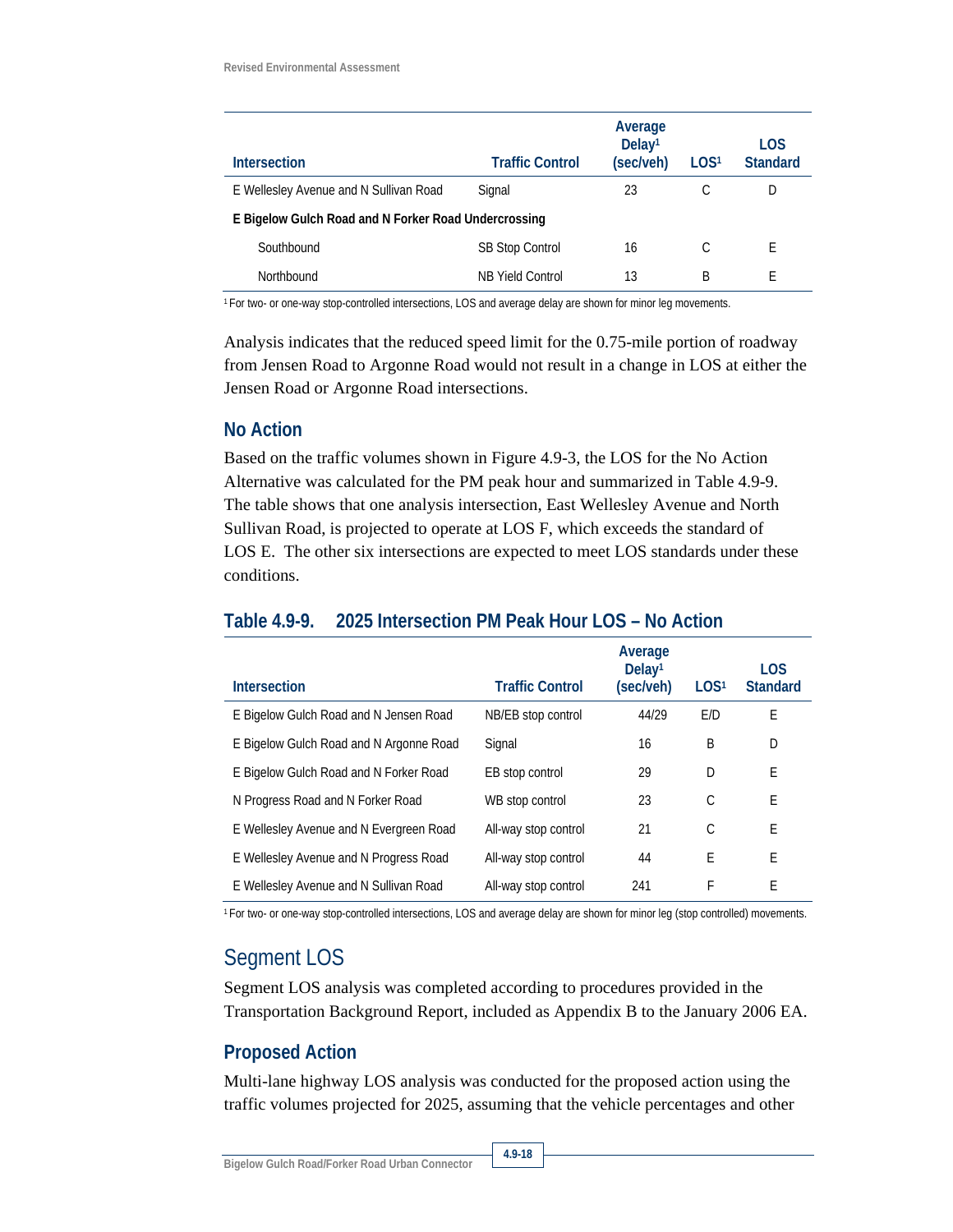| Intersection | Traffic Control | Average Delay[1] (sec/veh) | LOS[1] | LOS Standard |
|---|---|---|---|---|
| E Wellesley Avenue and N Sullivan Road | Signal | 23 | C | D |
| **E Bigelow Gulch Road and N Forker Road Undercrossing** | | | | |
| Southbound | SB Stop Control | 16 | C | E |
| Northbound | NB Yield Control | 13 | B | E |

[1] For two- or one-way stop-controlled intersections, LOS and average delay are shown for minor leg movements.

Analysis indicates that the reduced speed limit for the 0.75-mile portion of roadway from Jensen Road to Argonne Road would not result in a change in LOS at either the Jensen Road or Argonne Road intersections.

### No Action

Based on the traffic volumes shown in Figure 4.9-3, the LOS for the No Action Alternative was calculated for the PM peak hour and summarized in Table 4.9-9. The table shows that one analysis intersection, East Wellesley Avenue and North Sullivan Road, is projected to operate at LOS F, which exceeds the standard of LOS E. The other six intersections are expected to meet LOS standards under these conditions.

**Table 4.9-9. 2025 Intersection PM Peak Hour LOS – No Action**

| Intersection | Traffic Control | Average Delay[1] (sec/veh) | LOS[1] | LOS Standard |
|---|---|---|---|---|
| E Bigelow Gulch Road and N Jensen Road | NB/EB stop control | 44/29 | E/D | E |
| E Bigelow Gulch Road and N Argonne Road | Signal | 16 | B | D |
| E Bigelow Gulch Road and N Forker Road | EB stop control | 29 | D | E |
| N Progress Road and N Forker Road | WB stop control | 23 | C | E |
| E Wellesley Avenue and N Evergreen Road | All-way stop control | 21 | C | E |
| E Wellesley Avenue and N Progress Road | All-way stop control | 44 | E | E |
| E Wellesley Avenue and N Sullivan Road | All-way stop control | 241 | F | E |

[1] For two- or one-way stop-controlled intersections, LOS and average delay are shown for minor leg (stop controlled) movements.

## Segment LOS

Segment LOS analysis was completed according to procedures provided in the Transportation Background Report, included as Appendix B to the January 2006 EA.

### Proposed Action

Multi-lane highway LOS analysis was conducted for the proposed action using the traffic volumes projected for 2025, assuming that the vehicle percentages and other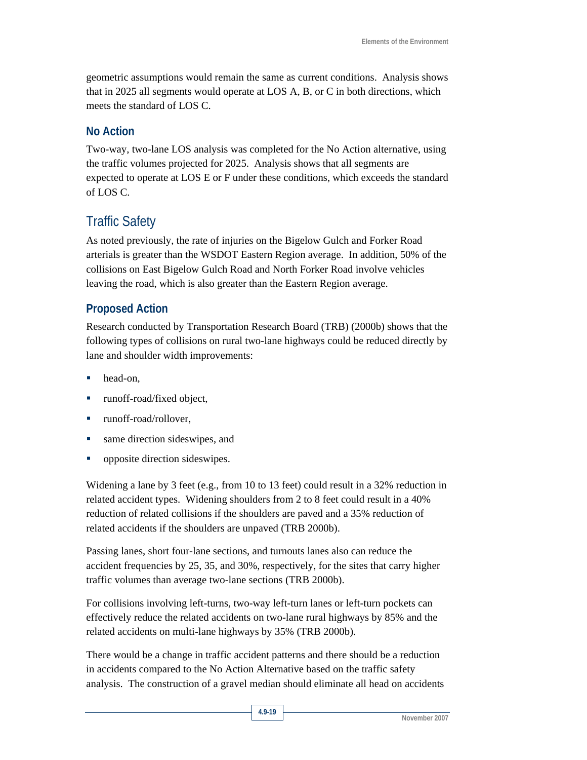geometric assumptions would remain the same as current conditions. Analysis shows that in 2025 all segments would operate at LOS A, B, or C in both directions, which meets the standard of LOS C.

### No Action

Two-way, two-lane LOS analysis was completed for the No Action alternative, using the traffic volumes projected for 2025. Analysis shows that all segments are expected to operate at LOS E or F under these conditions, which exceeds the standard of LOS C.

## Traffic Safety

As noted previously, the rate of injuries on the Bigelow Gulch and Forker Road arterials is greater than the WSDOT Eastern Region average. In addition, 50% of the collisions on East Bigelow Gulch Road and North Forker Road involve vehicles leaving the road, which is also greater than the Eastern Region average.

### Proposed Action

Research conducted by Transportation Research Board (TRB) (2000b) shows that the following types of collisions on rural two-lane highways could be reduced directly by lane and shoulder width improvements:

- head-on,
- runoff-road/fixed object,
- runoff-road/rollover,
- same direction sideswipes, and
- opposite direction sideswipes.

Widening a lane by 3 feet (e.g., from 10 to 13 feet) could result in a 32% reduction in related accident types. Widening shoulders from 2 to 8 feet could result in a 40% reduction of related collisions if the shoulders are paved and a 35% reduction of related accidents if the shoulders are unpaved (TRB 2000b).

Passing lanes, short four-lane sections, and turnouts lanes also can reduce the accident frequencies by 25, 35, and 30%, respectively, for the sites that carry higher traffic volumes than average two-lane sections (TRB 2000b).

For collisions involving left-turns, two-way left-turn lanes or left-turn pockets can effectively reduce the related accidents on two-lane rural highways by 85% and the related accidents on multi-lane highways by 35% (TRB 2000b).

There would be a change in traffic accident patterns and there should be a reduction in accidents compared to the No Action Alternative based on the traffic safety analysis. The construction of a gravel median should eliminate all head on accidents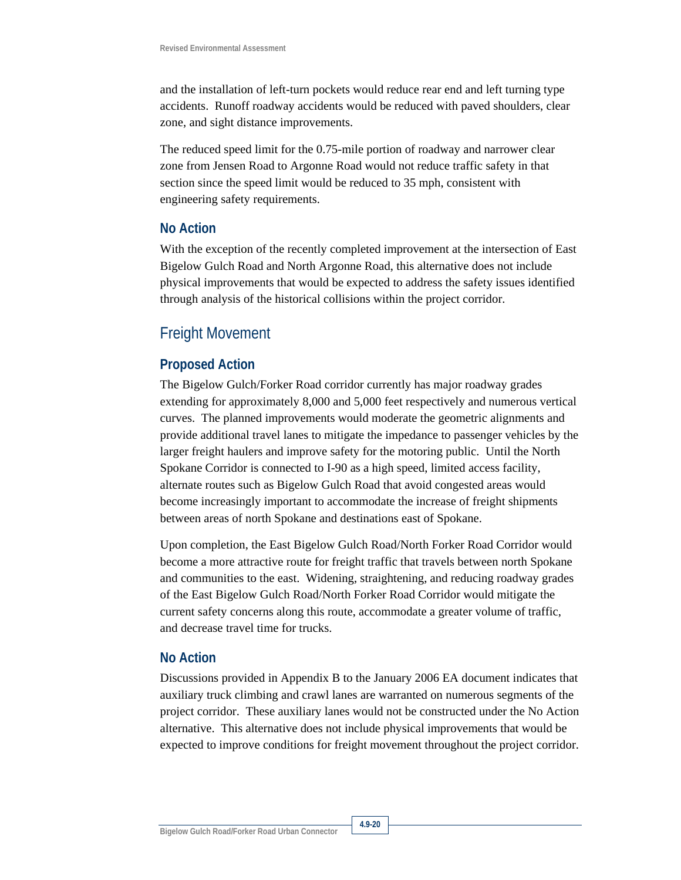and the installation of left-turn pockets would reduce rear end and left turning type accidents. Runoff roadway accidents would be reduced with paved shoulders, clear zone, and sight distance improvements.

The reduced speed limit for the 0.75-mile portion of roadway and narrower clear zone from Jensen Road to Argonne Road would not reduce traffic safety in that section since the speed limit would be reduced to 35 mph, consistent with engineering safety requirements.

### No Action

With the exception of the recently completed improvement at the intersection of East Bigelow Gulch Road and North Argonne Road, this alternative does not include physical improvements that would be expected to address the safety issues identified through analysis of the historical collisions within the project corridor.

## Freight Movement

### Proposed Action

The Bigelow Gulch/Forker Road corridor currently has major roadway grades extending for approximately 8,000 and 5,000 feet respectively and numerous vertical curves. The planned improvements would moderate the geometric alignments and provide additional travel lanes to mitigate the impedance to passenger vehicles by the larger freight haulers and improve safety for the motoring public. Until the North Spokane Corridor is connected to I-90 as a high speed, limited access facility, alternate routes such as Bigelow Gulch Road that avoid congested areas would become increasingly important to accommodate the increase of freight shipments between areas of north Spokane and destinations east of Spokane.

Upon completion, the East Bigelow Gulch Road/North Forker Road Corridor would become a more attractive route for freight traffic that travels between north Spokane and communities to the east. Widening, straightening, and reducing roadway grades of the East Bigelow Gulch Road/North Forker Road Corridor would mitigate the current safety concerns along this route, accommodate a greater volume of traffic, and decrease travel time for trucks.

### No Action

Discussions provided in Appendix B to the January 2006 EA document indicates that auxiliary truck climbing and crawl lanes are warranted on numerous segments of the project corridor. These auxiliary lanes would not be constructed under the No Action alternative. This alternative does not include physical improvements that would be expected to improve conditions for freight movement throughout the project corridor.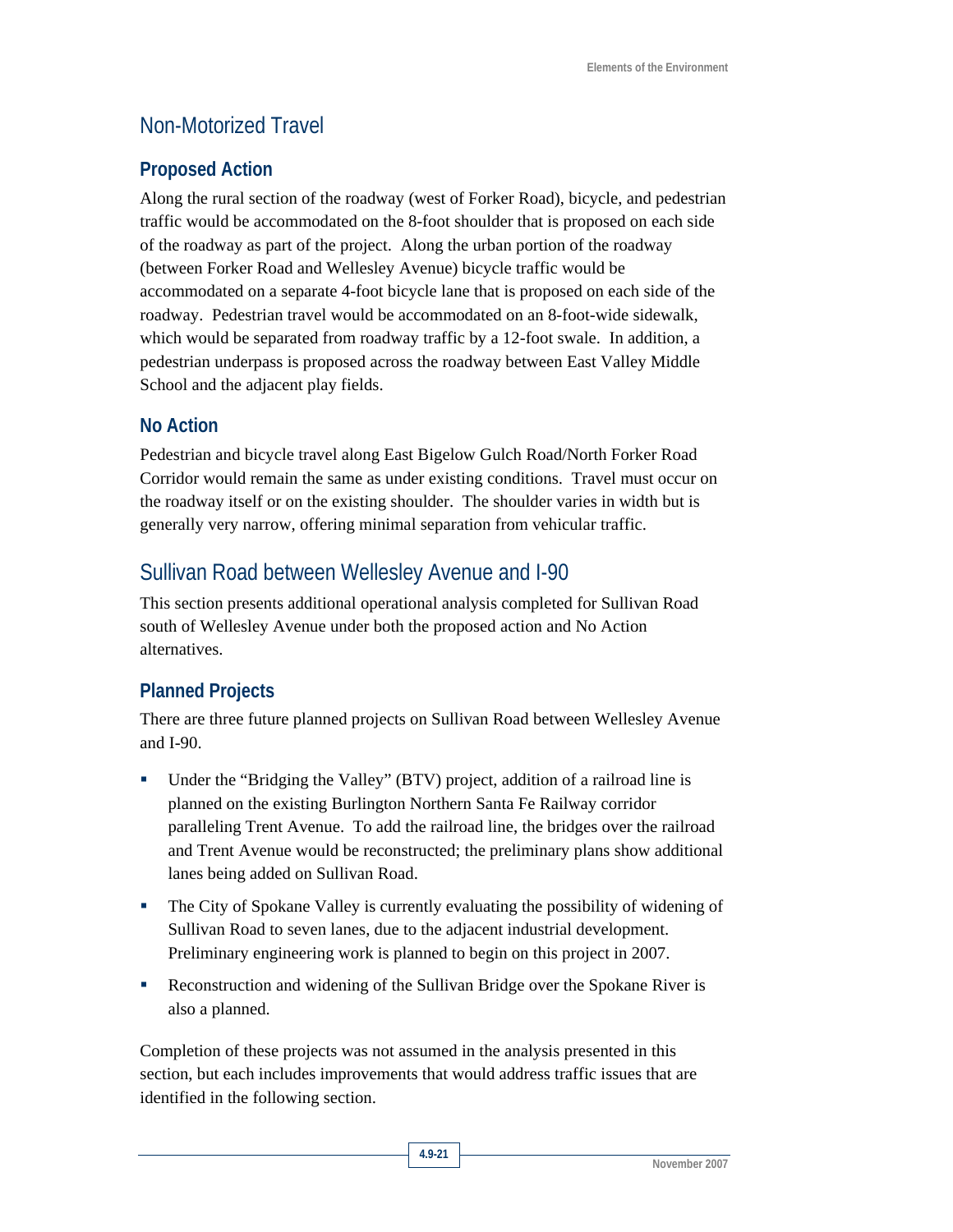## Non-Motorized Travel

### Proposed Action

Along the rural section of the roadway (west of Forker Road), bicycle, and pedestrian traffic would be accommodated on the 8-foot shoulder that is proposed on each side of the roadway as part of the project. Along the urban portion of the roadway (between Forker Road and Wellesley Avenue) bicycle traffic would be accommodated on a separate 4-foot bicycle lane that is proposed on each side of the roadway. Pedestrian travel would be accommodated on an 8-foot-wide sidewalk, which would be separated from roadway traffic by a 12-foot swale. In addition, a pedestrian underpass is proposed across the roadway between East Valley Middle School and the adjacent play fields.

### No Action

Pedestrian and bicycle travel along East Bigelow Gulch Road/North Forker Road Corridor would remain the same as under existing conditions. Travel must occur on the roadway itself or on the existing shoulder. The shoulder varies in width but is generally very narrow, offering minimal separation from vehicular traffic.

## Sullivan Road between Wellesley Avenue and I-90

This section presents additional operational analysis completed for Sullivan Road south of Wellesley Avenue under both the proposed action and No Action alternatives.

### Planned Projects

There are three future planned projects on Sullivan Road between Wellesley Avenue and I-90.

- Under the "Bridging the Valley" (BTV) project, addition of a railroad line is planned on the existing Burlington Northern Santa Fe Railway corridor paralleling Trent Avenue. To add the railroad line, the bridges over the railroad and Trent Avenue would be reconstructed; the preliminary plans show additional lanes being added on Sullivan Road.
- The City of Spokane Valley is currently evaluating the possibility of widening of Sullivan Road to seven lanes, due to the adjacent industrial development. Preliminary engineering work is planned to begin on this project in 2007.
- Reconstruction and widening of the Sullivan Bridge over the Spokane River is also a planned.

Completion of these projects was not assumed in the analysis presented in this section, but each includes improvements that would address traffic issues that are identified in the following section.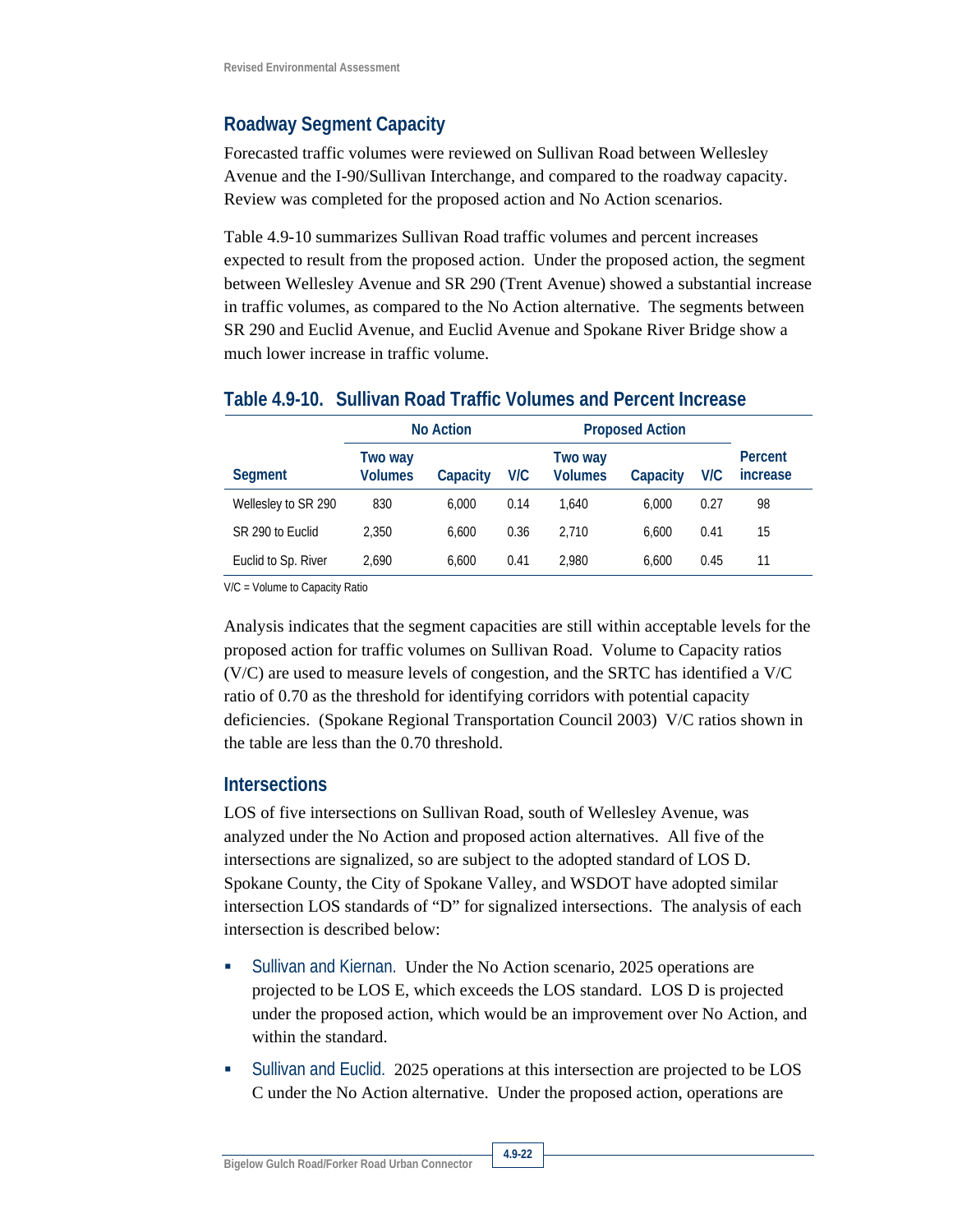## Roadway Segment Capacity

Forecasted traffic volumes were reviewed on Sullivan Road between Wellesley Avenue and the I-90/Sullivan Interchange, and compared to the roadway capacity. Review was completed for the proposed action and No Action scenarios.

Table 4.9-10 summarizes Sullivan Road traffic volumes and percent increases expected to result from the proposed action. Under the proposed action, the segment between Wellesley Avenue and SR 290 (Trent Avenue) showed a substantial increase in traffic volumes, as compared to the No Action alternative. The segments between SR 290 and Euclid Avenue, and Euclid Avenue and Spokane River Bridge show a much lower increase in traffic volume.

### Table 4.9-10. Sullivan Road Traffic Volumes and Percent Increase

| | No Action | | | Proposed Action | | | |
|---|---|---|---|---|---|---|---|
| Segment | Two way Volumes | Capacity | V/C | Two way Volumes | Capacity | V/C | Percent increase |
| Wellesley to SR 290 | 830 | 6,000 | 0.14 | 1,640 | 6,000 | 0.27 | 98 |
| SR 290 to Euclid | 2,350 | 6,600 | 0.36 | 2,710 | 6,600 | 0.41 | 15 |
| Euclid to Sp. River | 2,690 | 6,600 | 0.41 | 2,980 | 6,600 | 0.45 | 11 |

V/C = Volume to Capacity Ratio

Analysis indicates that the segment capacities are still within acceptable levels for the proposed action for traffic volumes on Sullivan Road. Volume to Capacity ratios (V/C) are used to measure levels of congestion, and the SRTC has identified a V/C ratio of 0.70 as the threshold for identifying corridors with potential capacity deficiencies. (Spokane Regional Transportation Council 2003) V/C ratios shown in the table are less than the 0.70 threshold.

## Intersections

LOS of five intersections on Sullivan Road, south of Wellesley Avenue, was analyzed under the No Action and proposed action alternatives. All five of the intersections are signalized, so are subject to the adopted standard of LOS D. Spokane County, the City of Spokane Valley, and WSDOT have adopted similar intersection LOS standards of "D" for signalized intersections. The analysis of each intersection is described below:

- Sullivan and Kiernan. Under the No Action scenario, 2025 operations are projected to be LOS E, which exceeds the LOS standard. LOS D is projected under the proposed action, which would be an improvement over No Action, and within the standard.
- Sullivan and Euclid. 2025 operations at this intersection are projected to be LOS C under the No Action alternative. Under the proposed action, operations are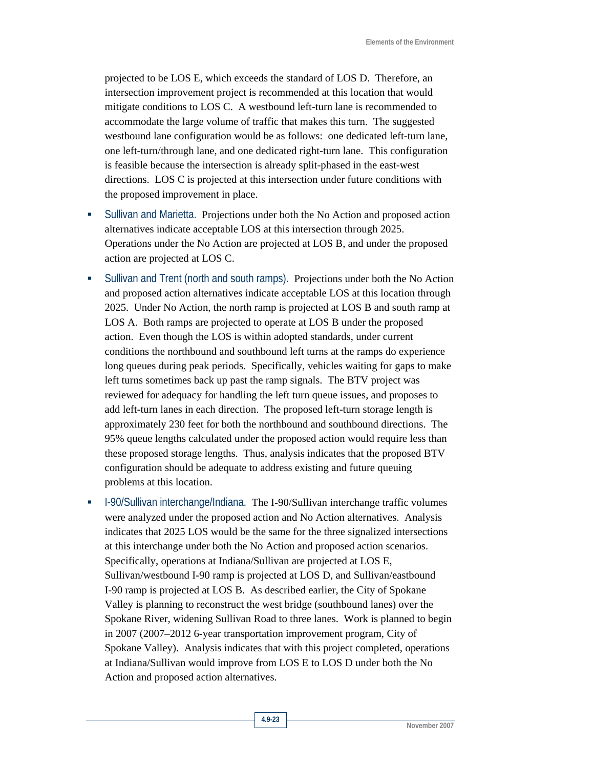projected to be LOS E, which exceeds the standard of LOS D. Therefore, an intersection improvement project is recommended at this location that would mitigate conditions to LOS C. A westbound left-turn lane is recommended to accommodate the large volume of traffic that makes this turn. The suggested westbound lane configuration would be as follows: one dedicated left-turn lane, one left-turn/through lane, and one dedicated right-turn lane. This configuration is feasible because the intersection is already split-phased in the east-west directions. LOS C is projected at this intersection under future conditions with the proposed improvement in place.

- Sullivan and Marietta. Projections under both the No Action and proposed action alternatives indicate acceptable LOS at this intersection through 2025. Operations under the No Action are projected at LOS B, and under the proposed action are projected at LOS C.
- Sullivan and Trent (north and south ramps). Projections under both the No Action and proposed action alternatives indicate acceptable LOS at this location through 2025. Under No Action, the north ramp is projected at LOS B and south ramp at LOS A. Both ramps are projected to operate at LOS B under the proposed action. Even though the LOS is within adopted standards, under current conditions the northbound and southbound left turns at the ramps do experience long queues during peak periods. Specifically, vehicles waiting for gaps to make left turns sometimes back up past the ramp signals. The BTV project was reviewed for adequacy for handling the left turn queue issues, and proposes to add left-turn lanes in each direction. The proposed left-turn storage length is approximately 230 feet for both the northbound and southbound directions. The 95% queue lengths calculated under the proposed action would require less than these proposed storage lengths. Thus, analysis indicates that the proposed BTV configuration should be adequate to address existing and future queuing problems at this location.
- I-90/Sullivan interchange/Indiana. The I-90/Sullivan interchange traffic volumes were analyzed under the proposed action and No Action alternatives. Analysis indicates that 2025 LOS would be the same for the three signalized intersections at this interchange under both the No Action and proposed action scenarios. Specifically, operations at Indiana/Sullivan are projected at LOS E, Sullivan/westbound I-90 ramp is projected at LOS D, and Sullivan/eastbound I-90 ramp is projected at LOS B. As described earlier, the City of Spokane Valley is planning to reconstruct the west bridge (southbound lanes) over the Spokane River, widening Sullivan Road to three lanes. Work is planned to begin in 2007 (2007–2012 6-year transportation improvement program, City of Spokane Valley). Analysis indicates that with this project completed, operations at Indiana/Sullivan would improve from LOS E to LOS D under both the No Action and proposed action alternatives.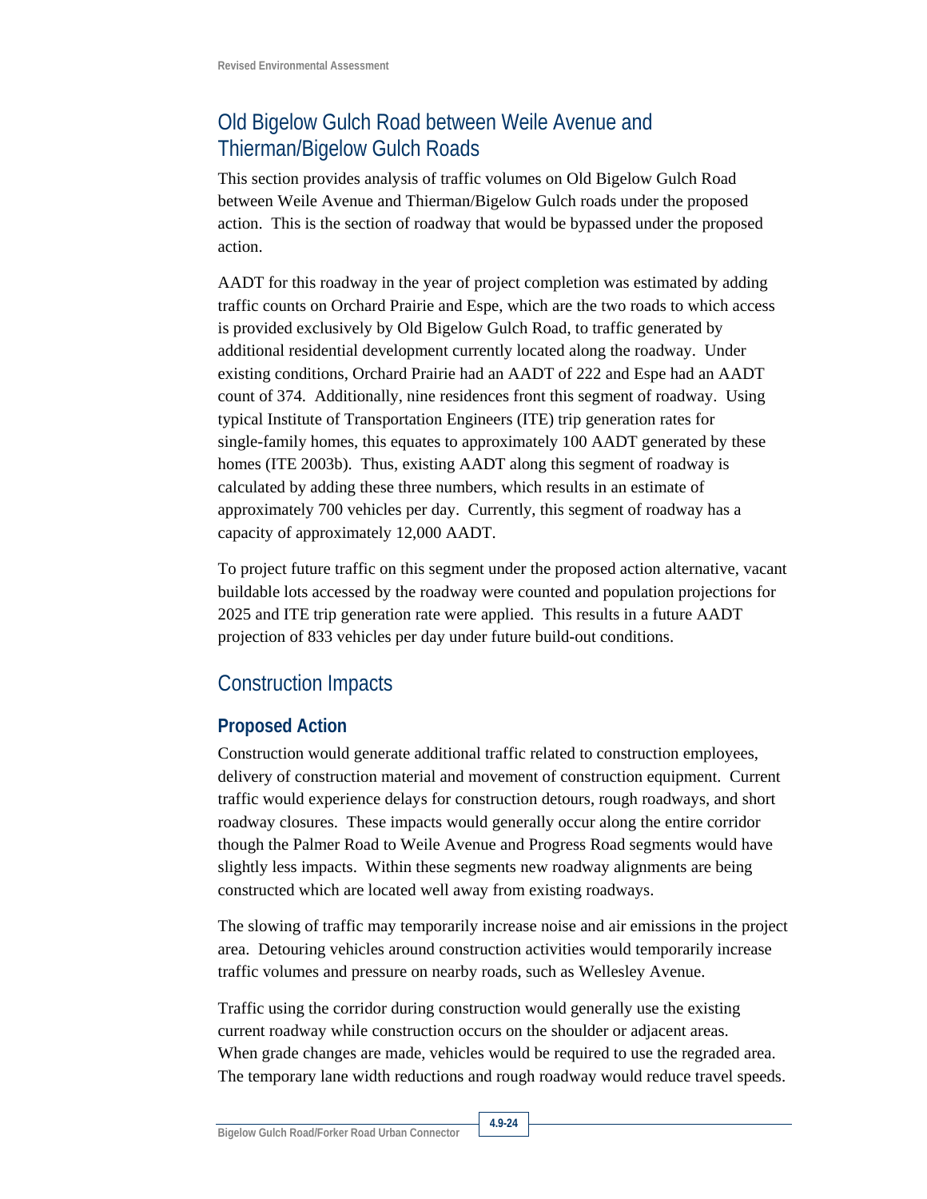## Old Bigelow Gulch Road between Weile Avenue and Thierman/Bigelow Gulch Roads

This section provides analysis of traffic volumes on Old Bigelow Gulch Road between Weile Avenue and Thierman/Bigelow Gulch roads under the proposed action. This is the section of roadway that would be bypassed under the proposed action.

AADT for this roadway in the year of project completion was estimated by adding traffic counts on Orchard Prairie and Espe, which are the two roads to which access is provided exclusively by Old Bigelow Gulch Road, to traffic generated by additional residential development currently located along the roadway. Under existing conditions, Orchard Prairie had an AADT of 222 and Espe had an AADT count of 374. Additionally, nine residences front this segment of roadway. Using typical Institute of Transportation Engineers (ITE) trip generation rates for single-family homes, this equates to approximately 100 AADT generated by these homes (ITE 2003b). Thus, existing AADT along this segment of roadway is calculated by adding these three numbers, which results in an estimate of approximately 700 vehicles per day. Currently, this segment of roadway has a capacity of approximately 12,000 AADT.

To project future traffic on this segment under the proposed action alternative, vacant buildable lots accessed by the roadway were counted and population projections for 2025 and ITE trip generation rate were applied. This results in a future AADT projection of 833 vehicles per day under future build-out conditions.

## Construction Impacts

### Proposed Action

Construction would generate additional traffic related to construction employees, delivery of construction material and movement of construction equipment. Current traffic would experience delays for construction detours, rough roadways, and short roadway closures. These impacts would generally occur along the entire corridor though the Palmer Road to Weile Avenue and Progress Road segments would have slightly less impacts. Within these segments new roadway alignments are being constructed which are located well away from existing roadways.

The slowing of traffic may temporarily increase noise and air emissions in the project area. Detouring vehicles around construction activities would temporarily increase traffic volumes and pressure on nearby roads, such as Wellesley Avenue.

Traffic using the corridor during construction would generally use the existing current roadway while construction occurs on the shoulder or adjacent areas. When grade changes are made, vehicles would be required to use the regraded area. The temporary lane width reductions and rough roadway would reduce travel speeds.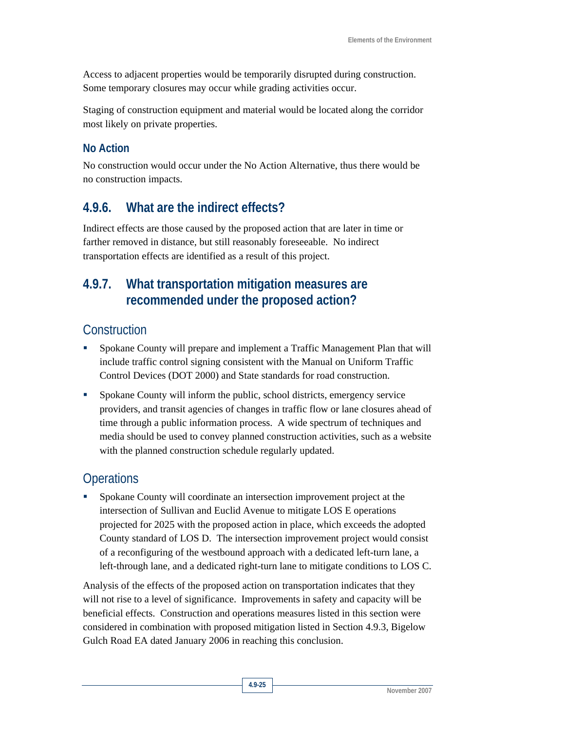Access to adjacent properties would be temporarily disrupted during construction. Some temporary closures may occur while grading activities occur.

Staging of construction equipment and material would be located along the corridor most likely on private properties.

### No Action

No construction would occur under the No Action Alternative, thus there would be no construction impacts.

## 4.9.6. What are the indirect effects?

Indirect effects are those caused by the proposed action that are later in time or farther removed in distance, but still reasonably foreseeable. No indirect transportation effects are identified as a result of this project.

## 4.9.7. What transportation mitigation measures are recommended under the proposed action?

### Construction

- Spokane County will prepare and implement a Traffic Management Plan that will include traffic control signing consistent with the Manual on Uniform Traffic Control Devices (DOT 2000) and State standards for road construction.
- Spokane County will inform the public, school districts, emergency service providers, and transit agencies of changes in traffic flow or lane closures ahead of time through a public information process. A wide spectrum of techniques and media should be used to convey planned construction activities, such as a website with the planned construction schedule regularly updated.

### Operations

- Spokane County will coordinate an intersection improvement project at the intersection of Sullivan and Euclid Avenue to mitigate LOS E operations projected for 2025 with the proposed action in place, which exceeds the adopted County standard of LOS D. The intersection improvement project would consist of a reconfiguring of the westbound approach with a dedicated left-turn lane, a left-through lane, and a dedicated right-turn lane to mitigate conditions to LOS C.

Analysis of the effects of the proposed action on transportation indicates that they will not rise to a level of significance. Improvements in safety and capacity will be beneficial effects. Construction and operations measures listed in this section were considered in combination with proposed mitigation listed in Section 4.9.3, Bigelow Gulch Road EA dated January 2006 in reaching this conclusion.